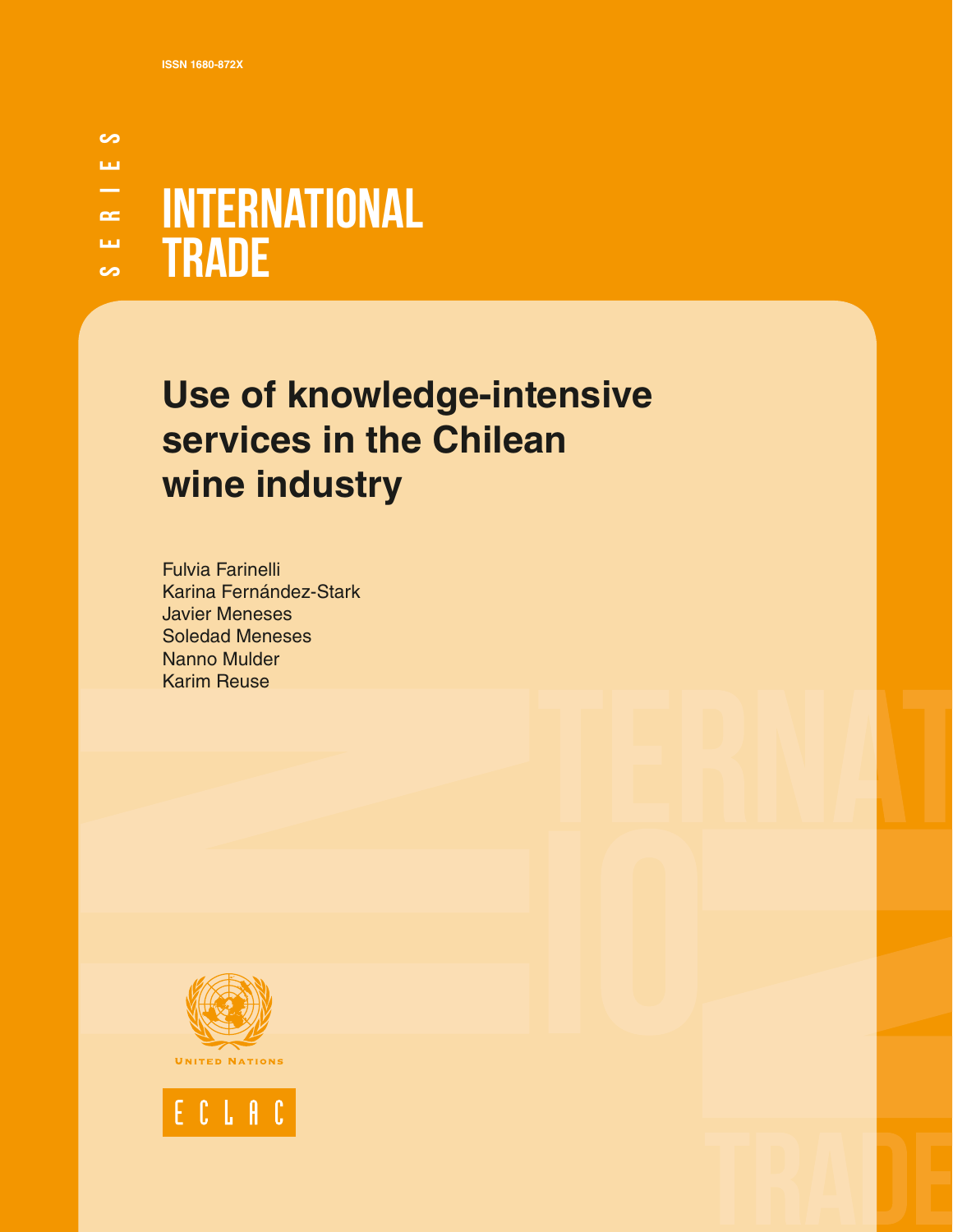ISSN 1680-872X

SERIES

# INTERNATIONAL TRADE

## Use of knowledge-intensive services in the Chilean wine industry

Fulvia Farinelli
Karina Fernández-Stark
Javier Meneses
Soledad Meneses
Nanno Mulder
Karim Reuse

UNITED NATIONS

ECLAC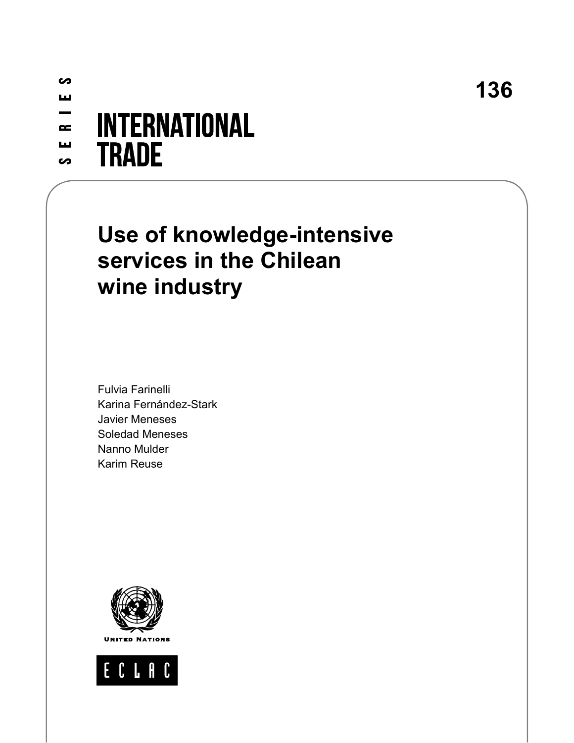S E R I E S

136

# INTERNATIONAL TRADE

# Use of knowledge-intensive services in the Chilean wine industry

Fulvia Farinelli
Karina Fernández-Stark
Javier Meneses
Soledad Meneses
Nanno Mulder
Karim Reuse

UNITED NATIONS

ECLAC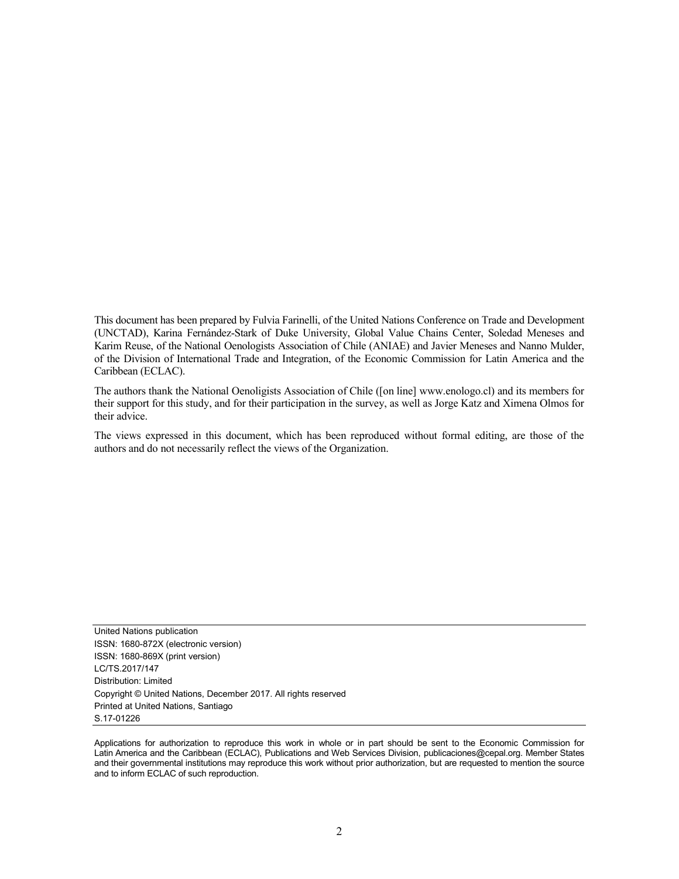This document has been prepared by Fulvia Farinelli, of the United Nations Conference on Trade and Development (UNCTAD), Karina Fernández-Stark of Duke University, Global Value Chains Center, Soledad Meneses and Karim Reuse, of the National Oenologists Association of Chile (ANIAE) and Javier Meneses and Nanno Mulder, of the Division of International Trade and Integration, of the Economic Commission for Latin America and the Caribbean (ECLAC).

The authors thank the National Oenoligists Association of Chile ([on line] www.enologo.cl) and its members for their support for this study, and for their participation in the survey, as well as Jorge Katz and Ximena Olmos for their advice.

The views expressed in this document, which has been reproduced without formal editing, are those of the authors and do not necessarily reflect the views of the Organization.

United Nations publication
ISSN: 1680-872X (electronic version)
ISSN: 1680-869X (print version)
LC/TS.2017/147
Distribution: Limited
Copyright © United Nations, December 2017. All rights reserved
Printed at United Nations, Santiago
S.17-01226

Applications for authorization to reproduce this work in whole or in part should be sent to the Economic Commission for Latin America and the Caribbean (ECLAC), Publications and Web Services Division, publicaciones@cepal.org. Member States and their governmental institutions may reproduce this work without prior authorization, but are requested to mention the source and to inform ECLAC of such reproduction.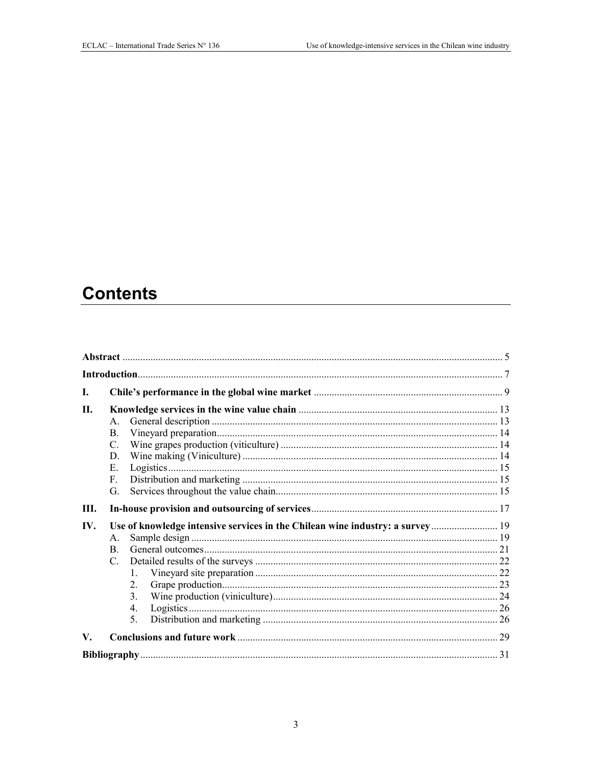# Contents

| | | |
|---|---|---|
| **Abstract** | | 5 |
| **Introduction** | | 7 |
| **I.** | **Chile's performance in the global wine market** | 9 |
| **II.** | **Knowledge services in the wine value chain** | 13 |
| | A. General description | 13 |
| | B. Vineyard preparation | 14 |
| | C. Wine grapes production (viticulture) | 14 |
| | D. Wine making (Viniculture) | 14 |
| | E. Logistics | 15 |
| | F. Distribution and marketing | 15 |
| | G. Services throughout the value chain | 15 |
| **III.** | **In-house provision and outsourcing of services** | 17 |
| **IV.** | **Use of knowledge intensive services in the Chilean wine industry: a survey** | 19 |
| | A. Sample design | 19 |
| | B. General outcomes | 21 |
| | C. Detailed results of the surveys | 22 |
| | 1. Vineyard site preparation | 22 |
| | 2. Grape production | 23 |
| | 3. Wine production (viniculture) | 24 |
| | 4. Logistics | 26 |
| | 5. Distribution and marketing | 26 |
| **V.** | **Conclusions and future work** | 29 |
| **Bibliography** | | 31 |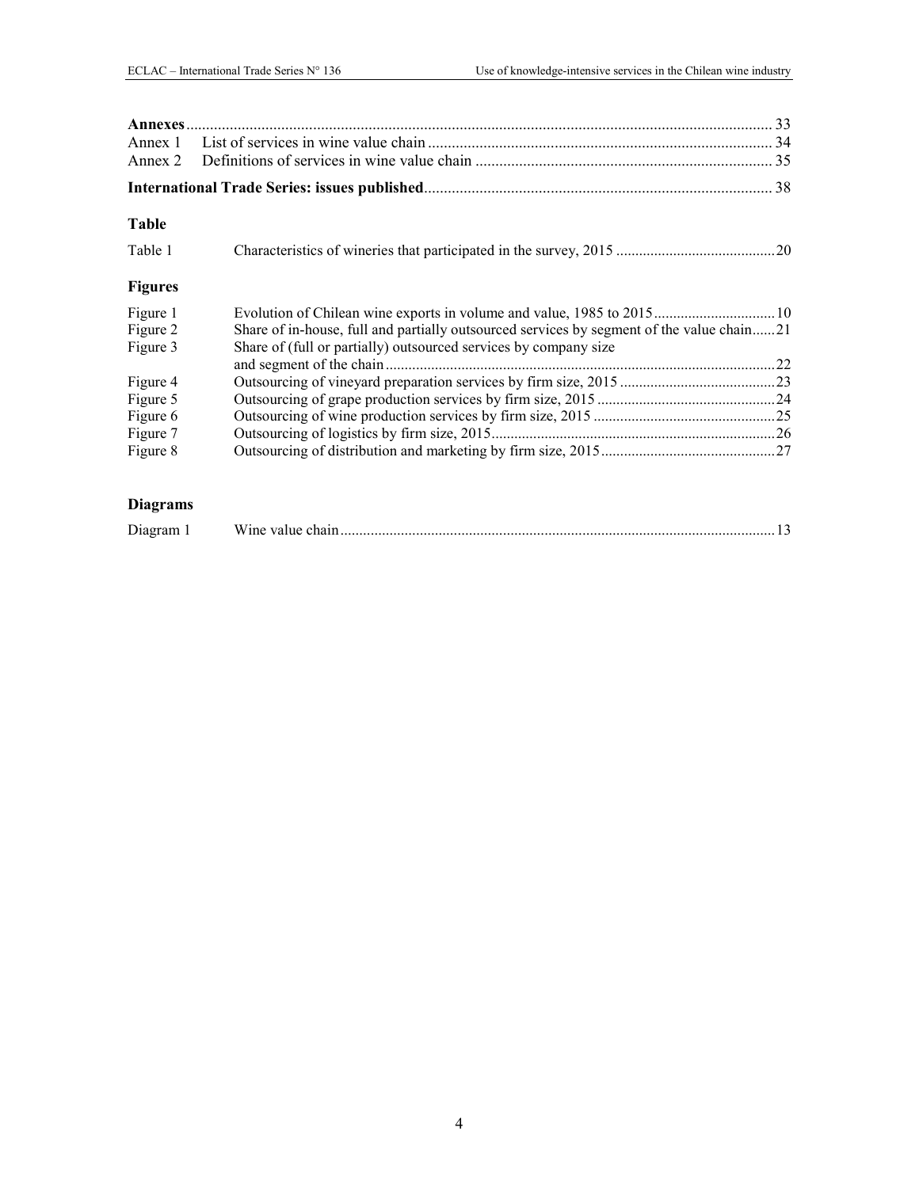**Annexes** ........................................................................................................................................ 33
Annex 1 List of services in wine value chain ...................................................................................... 34
Annex 2 Definitions of services in wine value chain ........................................................................... 35

**International Trade Series: issues published** ....................................................................................... 38

### Table

Table 1 Characteristics of wineries that participated in the survey, 2015 .........................................20

### Figures

Figure 1 Evolution of Chilean wine exports in volume and value, 1985 to 2015...............................10
Figure 2 Share of in-house, full and partially outsourced services by segment of the value chain......21
Figure 3 Share of (full or partially) outsourced services by company size and segment of the chain ....................................................................................................22
Figure 4 Outsourcing of vineyard preparation services by firm size, 2015 .........................................23
Figure 5 Outsourcing of grape production services by firm size, 2015 ..............................................24
Figure 6 Outsourcing of wine production services by firm size, 2015 ...............................................25
Figure 7 Outsourcing of logistics by firm size, 2015.........................................................................26
Figure 8 Outsourcing of distribution and marketing by firm size, 2015.............................................27

### Diagrams

Diagram 1 Wine value chain................................................................................................................13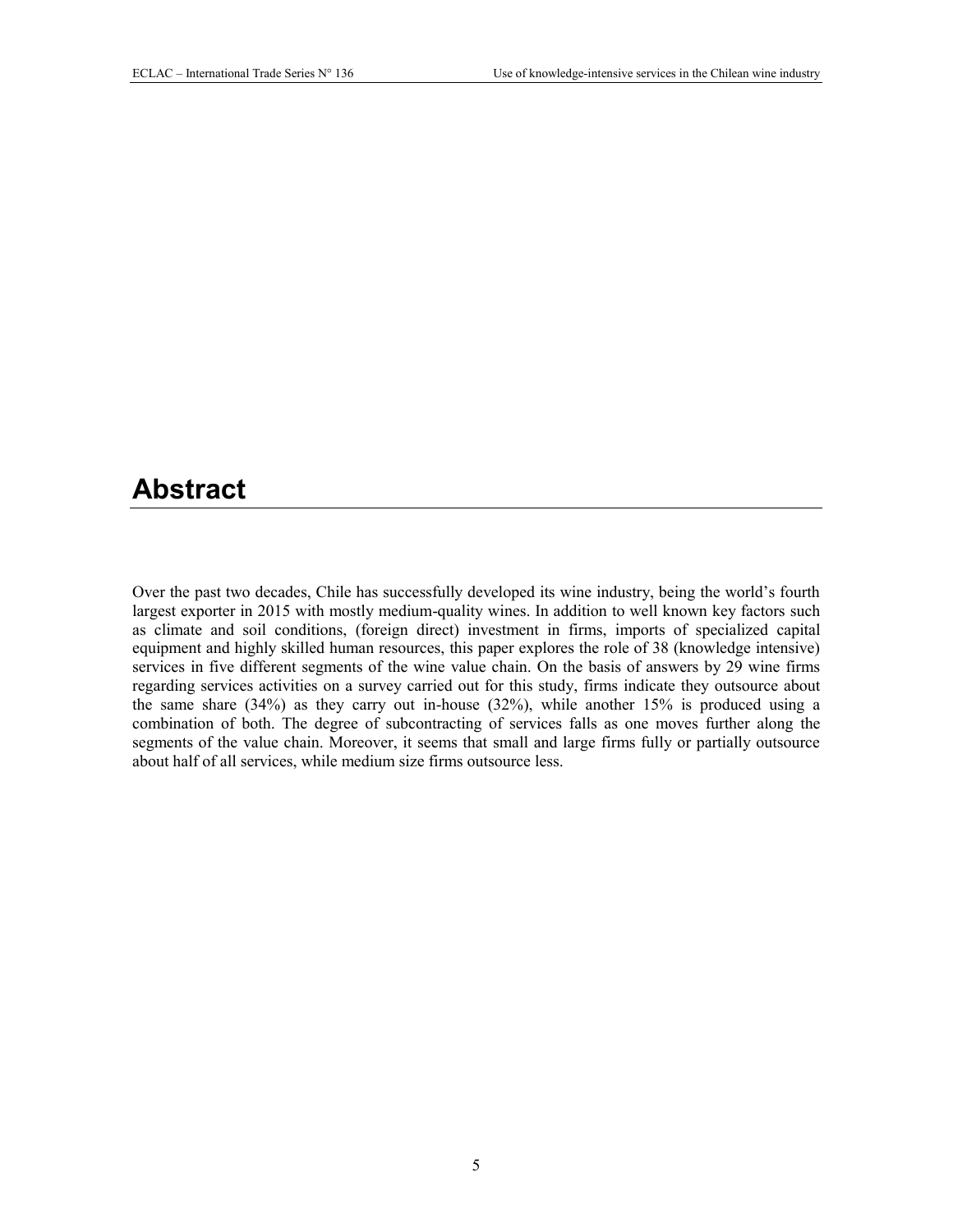# Abstract

Over the past two decades, Chile has successfully developed its wine industry, being the world's fourth largest exporter in 2015 with mostly medium-quality wines. In addition to well known key factors such as climate and soil conditions, (foreign direct) investment in firms, imports of specialized capital equipment and highly skilled human resources, this paper explores the role of 38 (knowledge intensive) services in five different segments of the wine value chain. On the basis of answers by 29 wine firms regarding services activities on a survey carried out for this study, firms indicate they outsource about the same share (34%) as they carry out in-house (32%), while another 15% is produced using a combination of both. The degree of subcontracting of services falls as one moves further along the segments of the value chain. Moreover, it seems that small and large firms fully or partially outsource about half of all services, while medium size firms outsource less.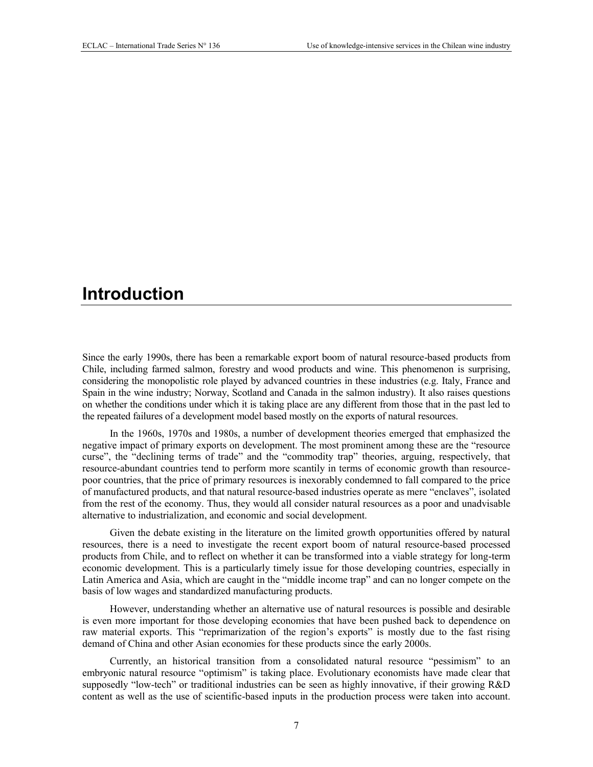# Introduction

Since the early 1990s, there has been a remarkable export boom of natural resource-based products from Chile, including farmed salmon, forestry and wood products and wine. This phenomenon is surprising, considering the monopolistic role played by advanced countries in these industries (e.g. Italy, France and Spain in the wine industry; Norway, Scotland and Canada in the salmon industry). It also raises questions on whether the conditions under which it is taking place are any different from those that in the past led to the repeated failures of a development model based mostly on the exports of natural resources.

In the 1960s, 1970s and 1980s, a number of development theories emerged that emphasized the negative impact of primary exports on development. The most prominent among these are the "resource curse", the "declining terms of trade" and the "commodity trap" theories, arguing, respectively, that resource-abundant countries tend to perform more scantily in terms of economic growth than resource-poor countries, that the price of primary resources is inexorably condemned to fall compared to the price of manufactured products, and that natural resource-based industries operate as mere "enclaves", isolated from the rest of the economy. Thus, they would all consider natural resources as a poor and unadvisable alternative to industrialization, and economic and social development.

Given the debate existing in the literature on the limited growth opportunities offered by natural resources, there is a need to investigate the recent export boom of natural resource-based processed products from Chile, and to reflect on whether it can be transformed into a viable strategy for long-term economic development. This is a particularly timely issue for those developing countries, especially in Latin America and Asia, which are caught in the "middle income trap" and can no longer compete on the basis of low wages and standardized manufacturing products.

However, understanding whether an alternative use of natural resources is possible and desirable is even more important for those developing economies that have been pushed back to dependence on raw material exports. This "reprimarization of the region's exports" is mostly due to the fast rising demand of China and other Asian economies for these products since the early 2000s.

Currently, an historical transition from a consolidated natural resource "pessimism" to an embryonic natural resource "optimism" is taking place. Evolutionary economists have made clear that supposedly "low-tech" or traditional industries can be seen as highly innovative, if their growing R&D content as well as the use of scientific-based inputs in the production process were taken into account.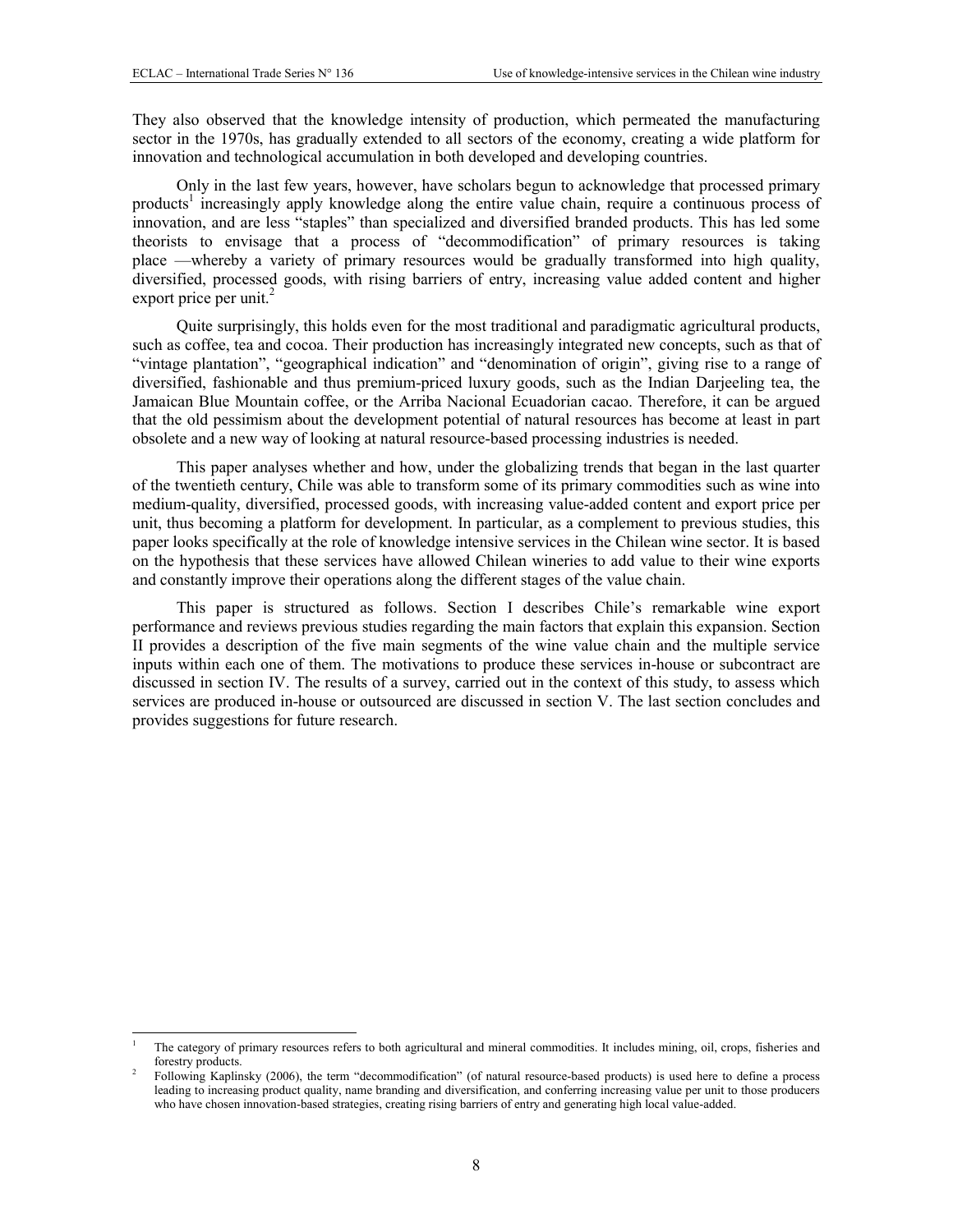They also observed that the knowledge intensity of production, which permeated the manufacturing sector in the 1970s, has gradually extended to all sectors of the economy, creating a wide platform for innovation and technological accumulation in both developed and developing countries.

Only in the last few years, however, have scholars begun to acknowledge that processed primary products[1] increasingly apply knowledge along the entire value chain, require a continuous process of innovation, and are less "staples" than specialized and diversified branded products. This has led some theorists to envisage that a process of "decommodification" of primary resources is taking place —whereby a variety of primary resources would be gradually transformed into high quality, diversified, processed goods, with rising barriers of entry, increasing value added content and higher export price per unit.[2]

Quite surprisingly, this holds even for the most traditional and paradigmatic agricultural products, such as coffee, tea and cocoa. Their production has increasingly integrated new concepts, such as that of "vintage plantation", "geographical indication" and "denomination of origin", giving rise to a range of diversified, fashionable and thus premium-priced luxury goods, such as the Indian Darjeeling tea, the Jamaican Blue Mountain coffee, or the Arriba Nacional Ecuadorian cacao. Therefore, it can be argued that the old pessimism about the development potential of natural resources has become at least in part obsolete and a new way of looking at natural resource-based processing industries is needed.

This paper analyses whether and how, under the globalizing trends that began in the last quarter of the twentieth century, Chile was able to transform some of its primary commodities such as wine into medium-quality, diversified, processed goods, with increasing value-added content and export price per unit, thus becoming a platform for development. In particular, as a complement to previous studies, this paper looks specifically at the role of knowledge intensive services in the Chilean wine sector. It is based on the hypothesis that these services have allowed Chilean wineries to add value to their wine exports and constantly improve their operations along the different stages of the value chain.

This paper is structured as follows. Section I describes Chile's remarkable wine export performance and reviews previous studies regarding the main factors that explain this expansion. Section II provides a description of the five main segments of the wine value chain and the multiple service inputs within each one of them. The motivations to produce these services in-house or subcontract are discussed in section IV. The results of a survey, carried out in the context of this study, to assess which services are produced in-house or outsourced are discussed in section V. The last section concludes and provides suggestions for future research.

---

[1] The category of primary resources refers to both agricultural and mineral commodities. It includes mining, oil, crops, fisheries and forestry products.

[2] Following Kaplinsky (2006), the term "decommodification" (of natural resource-based products) is used here to define a process leading to increasing product quality, name branding and diversification, and conferring increasing value per unit to those producers who have chosen innovation-based strategies, creating rising barriers of entry and generating high local value-added.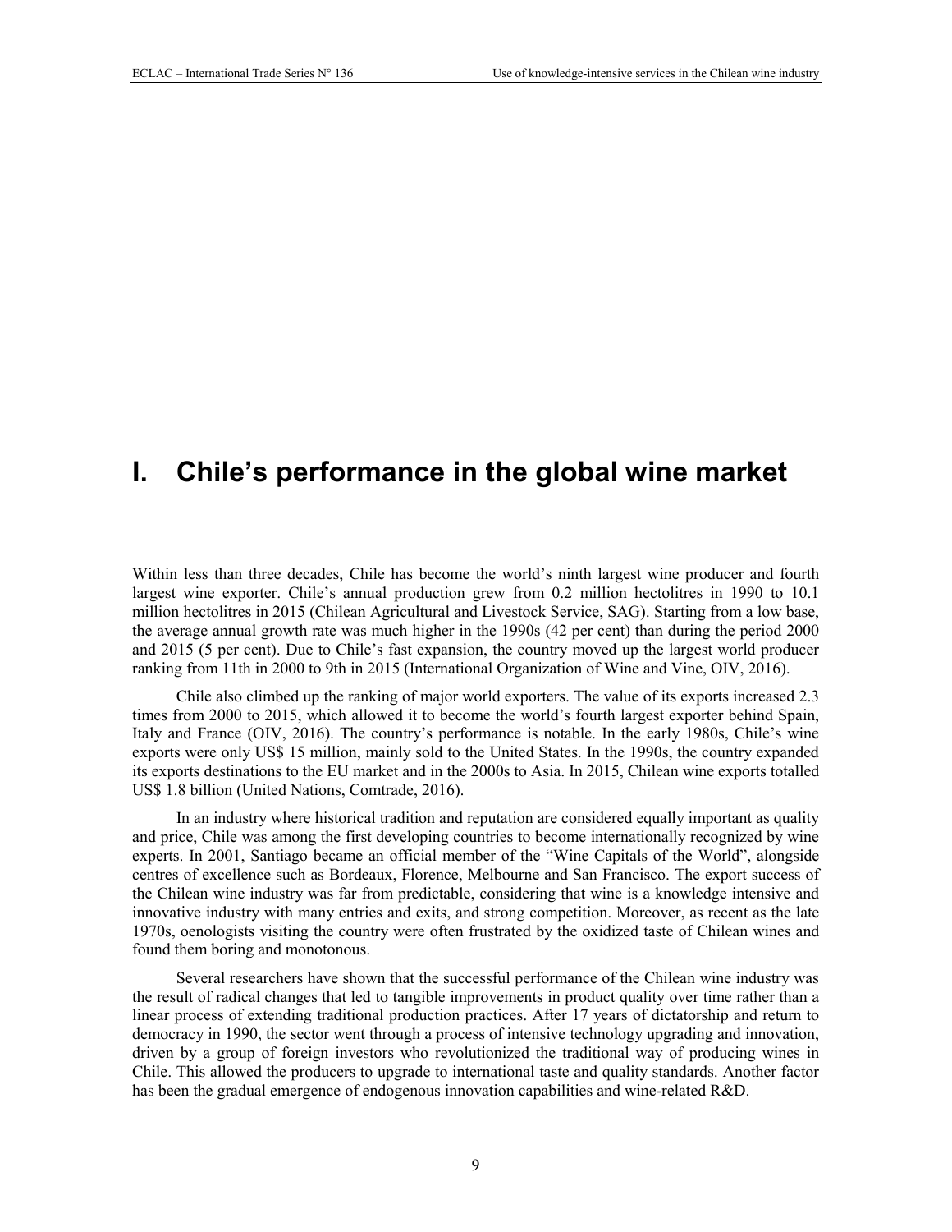# I. Chile's performance in the global wine market

Within less than three decades, Chile has become the world's ninth largest wine producer and fourth largest wine exporter. Chile's annual production grew from 0.2 million hectolitres in 1990 to 10.1 million hectolitres in 2015 (Chilean Agricultural and Livestock Service, SAG). Starting from a low base, the average annual growth rate was much higher in the 1990s (42 per cent) than during the period 2000 and 2015 (5 per cent). Due to Chile's fast expansion, the country moved up the largest world producer ranking from 11th in 2000 to 9th in 2015 (International Organization of Wine and Vine, OIV, 2016).

Chile also climbed up the ranking of major world exporters. The value of its exports increased 2.3 times from 2000 to 2015, which allowed it to become the world's fourth largest exporter behind Spain, Italy and France (OIV, 2016). The country's performance is notable. In the early 1980s, Chile's wine exports were only US$ 15 million, mainly sold to the United States. In the 1990s, the country expanded its exports destinations to the EU market and in the 2000s to Asia. In 2015, Chilean wine exports totalled US$ 1.8 billion (United Nations, Comtrade, 2016).

In an industry where historical tradition and reputation are considered equally important as quality and price, Chile was among the first developing countries to become internationally recognized by wine experts. In 2001, Santiago became an official member of the "Wine Capitals of the World", alongside centres of excellence such as Bordeaux, Florence, Melbourne and San Francisco. The export success of the Chilean wine industry was far from predictable, considering that wine is a knowledge intensive and innovative industry with many entries and exits, and strong competition. Moreover, as recent as the late 1970s, oenologists visiting the country were often frustrated by the oxidized taste of Chilean wines and found them boring and monotonous.

Several researchers have shown that the successful performance of the Chilean wine industry was the result of radical changes that led to tangible improvements in product quality over time rather than a linear process of extending traditional production practices. After 17 years of dictatorship and return to democracy in 1990, the sector went through a process of intensive technology upgrading and innovation, driven by a group of foreign investors who revolutionized the traditional way of producing wines in Chile. This allowed the producers to upgrade to international taste and quality standards. Another factor has been the gradual emergence of endogenous innovation capabilities and wine-related R&D.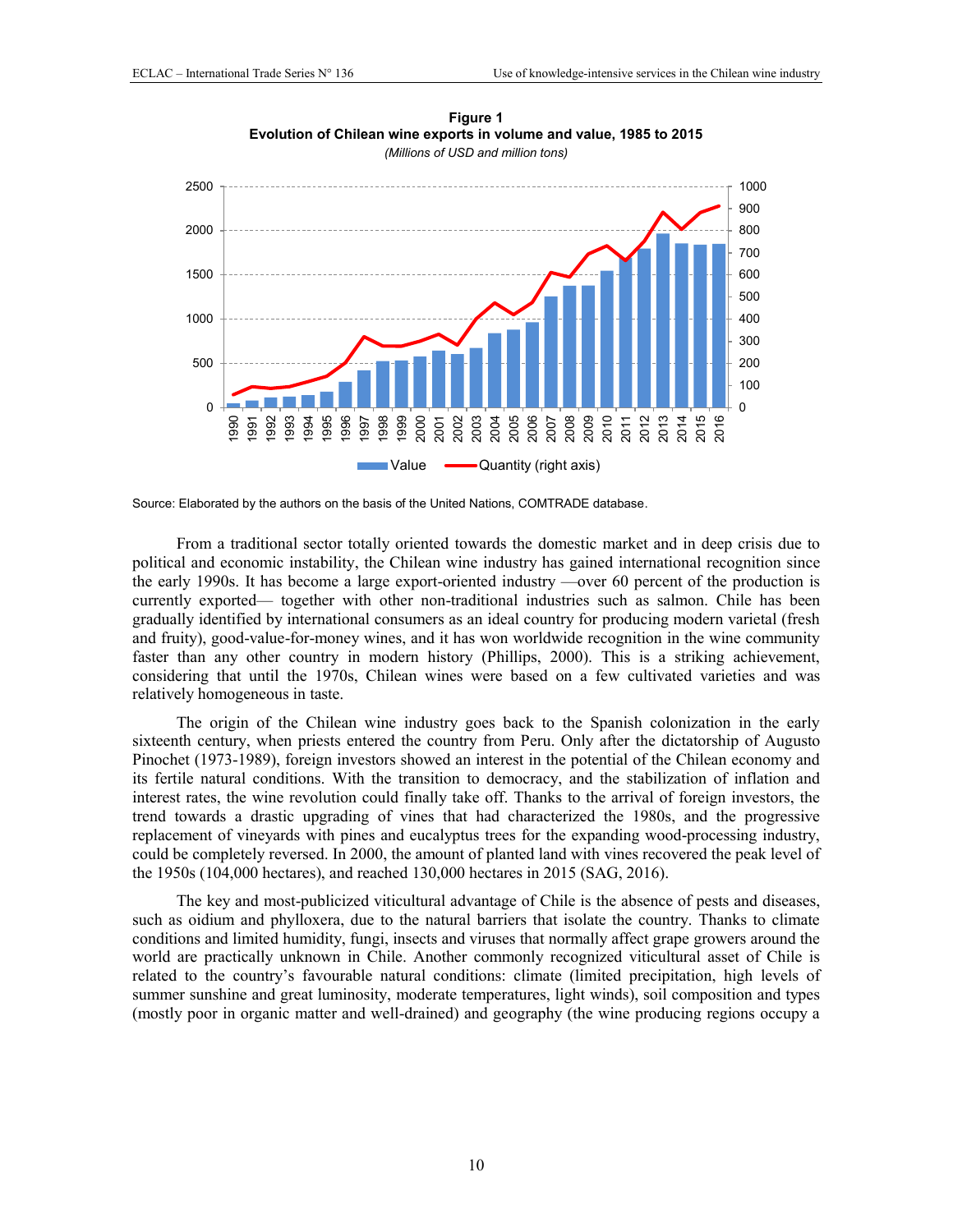**Figure 1**
**Evolution of Chilean wine exports in volume and value, 1985 to 2015**
*(Millions of USD and million tons)*

Source: Elaborated by the authors on the basis of the United Nations, COMTRADE database.

From a traditional sector totally oriented towards the domestic market and in deep crisis due to political and economic instability, the Chilean wine industry has gained international recognition since the early 1990s. It has become a large export-oriented industry —over 60 percent of the production is currently exported— together with other non-traditional industries such as salmon. Chile has been gradually identified by international consumers as an ideal country for producing modern varietal (fresh and fruity), good-value-for-money wines, and it has won worldwide recognition in the wine community faster than any other country in modern history (Phillips, 2000). This is a striking achievement, considering that until the 1970s, Chilean wines were based on a few cultivated varieties and was relatively homogeneous in taste.

The origin of the Chilean wine industry goes back to the Spanish colonization in the early sixteenth century, when priests entered the country from Peru. Only after the dictatorship of Augusto Pinochet (1973-1989), foreign investors showed an interest in the potential of the Chilean economy and its fertile natural conditions. With the transition to democracy, and the stabilization of inflation and interest rates, the wine revolution could finally take off. Thanks to the arrival of foreign investors, the trend towards a drastic upgrading of vines that had characterized the 1980s, and the progressive replacement of vineyards with pines and eucalyptus trees for the expanding wood-processing industry, could be completely reversed. In 2000, the amount of planted land with vines recovered the peak level of the 1950s (104,000 hectares), and reached 130,000 hectares in 2015 (SAG, 2016).

The key and most-publicized viticultural advantage of Chile is the absence of pests and diseases, such as oidium and phylloxera, due to the natural barriers that isolate the country. Thanks to climate conditions and limited humidity, fungi, insects and viruses that normally affect grape growers around the world are practically unknown in Chile. Another commonly recognized viticultural asset of Chile is related to the country's favourable natural conditions: climate (limited precipitation, high levels of summer sunshine and great luminosity, moderate temperatures, light winds), soil composition and types (mostly poor in organic matter and well-drained) and geography (the wine producing regions occupy a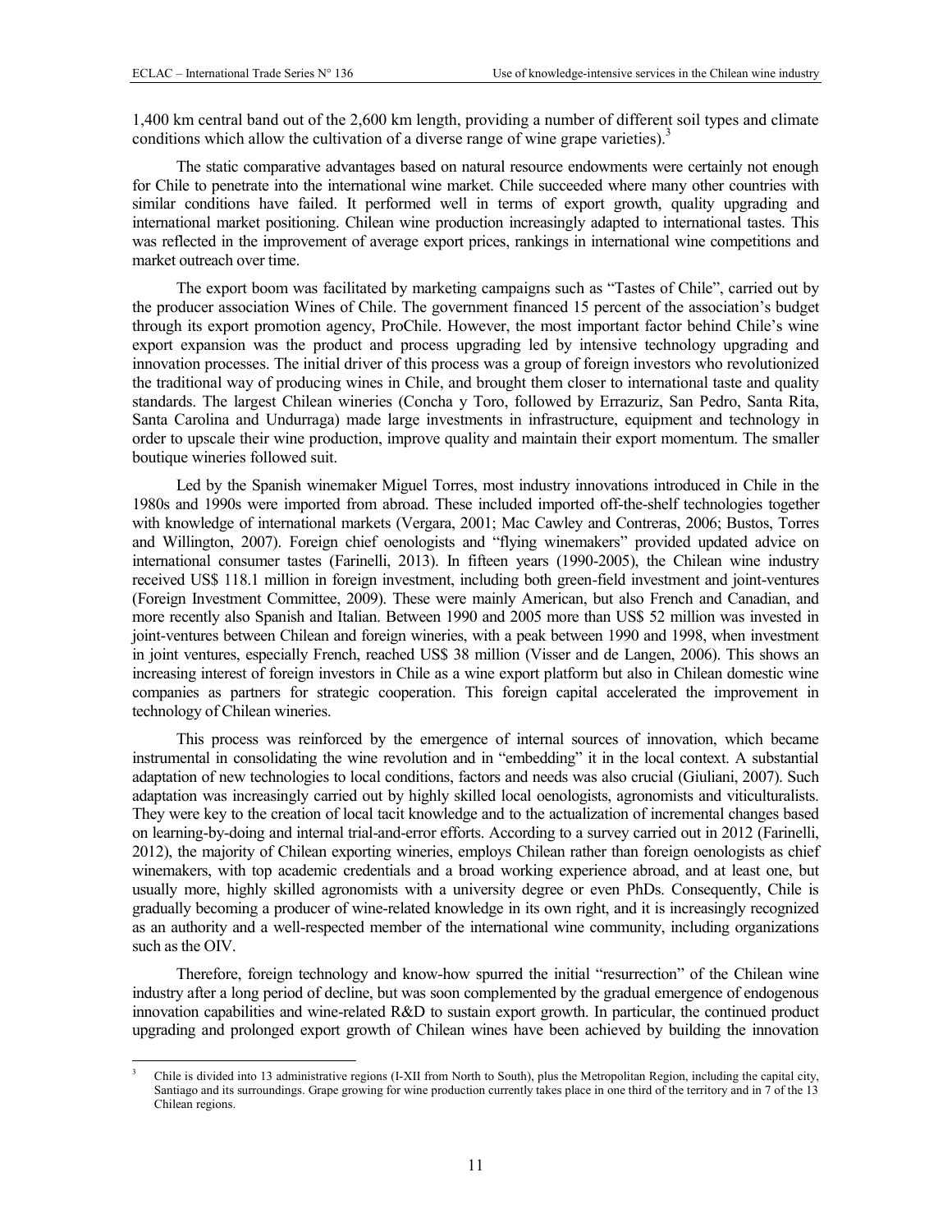1,400 km central band out of the 2,600 km length, providing a number of different soil types and climate conditions which allow the cultivation of a diverse range of wine grape varieties).[3]

The static comparative advantages based on natural resource endowments were certainly not enough for Chile to penetrate into the international wine market. Chile succeeded where many other countries with similar conditions have failed. It performed well in terms of export growth, quality upgrading and international market positioning. Chilean wine production increasingly adapted to international tastes. This was reflected in the improvement of average export prices, rankings in international wine competitions and market outreach over time.

The export boom was facilitated by marketing campaigns such as "Tastes of Chile", carried out by the producer association Wines of Chile. The government financed 15 percent of the association's budget through its export promotion agency, ProChile. However, the most important factor behind Chile's wine export expansion was the product and process upgrading led by intensive technology upgrading and innovation processes. The initial driver of this process was a group of foreign investors who revolutionized the traditional way of producing wines in Chile, and brought them closer to international taste and quality standards. The largest Chilean wineries (Concha y Toro, followed by Errazuriz, San Pedro, Santa Rita, Santa Carolina and Undurraga) made large investments in infrastructure, equipment and technology in order to upscale their wine production, improve quality and maintain their export momentum. The smaller boutique wineries followed suit.

Led by the Spanish winemaker Miguel Torres, most industry innovations introduced in Chile in the 1980s and 1990s were imported from abroad. These included imported off-the-shelf technologies together with knowledge of international markets (Vergara, 2001; Mac Cawley and Contreras, 2006; Bustos, Torres and Willington, 2007). Foreign chief oenologists and "flying winemakers" provided updated advice on international consumer tastes (Farinelli, 2013). In fifteen years (1990-2005), the Chilean wine industry received US$ 118.1 million in foreign investment, including both green-field investment and joint-ventures (Foreign Investment Committee, 2009). These were mainly American, but also French and Canadian, and more recently also Spanish and Italian. Between 1990 and 2005 more than US$ 52 million was invested in joint-ventures between Chilean and foreign wineries, with a peak between 1990 and 1998, when investment in joint ventures, especially French, reached US$ 38 million (Visser and de Langen, 2006). This shows an increasing interest of foreign investors in Chile as a wine export platform but also in Chilean domestic wine companies as partners for strategic cooperation. This foreign capital accelerated the improvement in technology of Chilean wineries.

This process was reinforced by the emergence of internal sources of innovation, which became instrumental in consolidating the wine revolution and in "embedding" it in the local context. A substantial adaptation of new technologies to local conditions, factors and needs was also crucial (Giuliani, 2007). Such adaptation was increasingly carried out by highly skilled local oenologists, agronomists and viticulturalists. They were key to the creation of local tacit knowledge and to the actualization of incremental changes based on learning-by-doing and internal trial-and-error efforts. According to a survey carried out in 2012 (Farinelli, 2012), the majority of Chilean exporting wineries, employs Chilean rather than foreign oenologists as chief winemakers, with top academic credentials and a broad working experience abroad, and at least one, but usually more, highly skilled agronomists with a university degree or even PhDs. Consequently, Chile is gradually becoming a producer of wine-related knowledge in its own right, and it is increasingly recognized as an authority and a well-respected member of the international wine community, including organizations such as the OIV.

Therefore, foreign technology and know-how spurred the initial "resurrection" of the Chilean wine industry after a long period of decline, but was soon complemented by the gradual emergence of endogenous innovation capabilities and wine-related R&D to sustain export growth. In particular, the continued product upgrading and prolonged export growth of Chilean wines have been achieved by building the innovation

[3] Chile is divided into 13 administrative regions (I-XII from North to South), plus the Metropolitan Region, including the capital city, Santiago and its surroundings. Grape growing for wine production currently takes place in one third of the territory and in 7 of the 13 Chilean regions.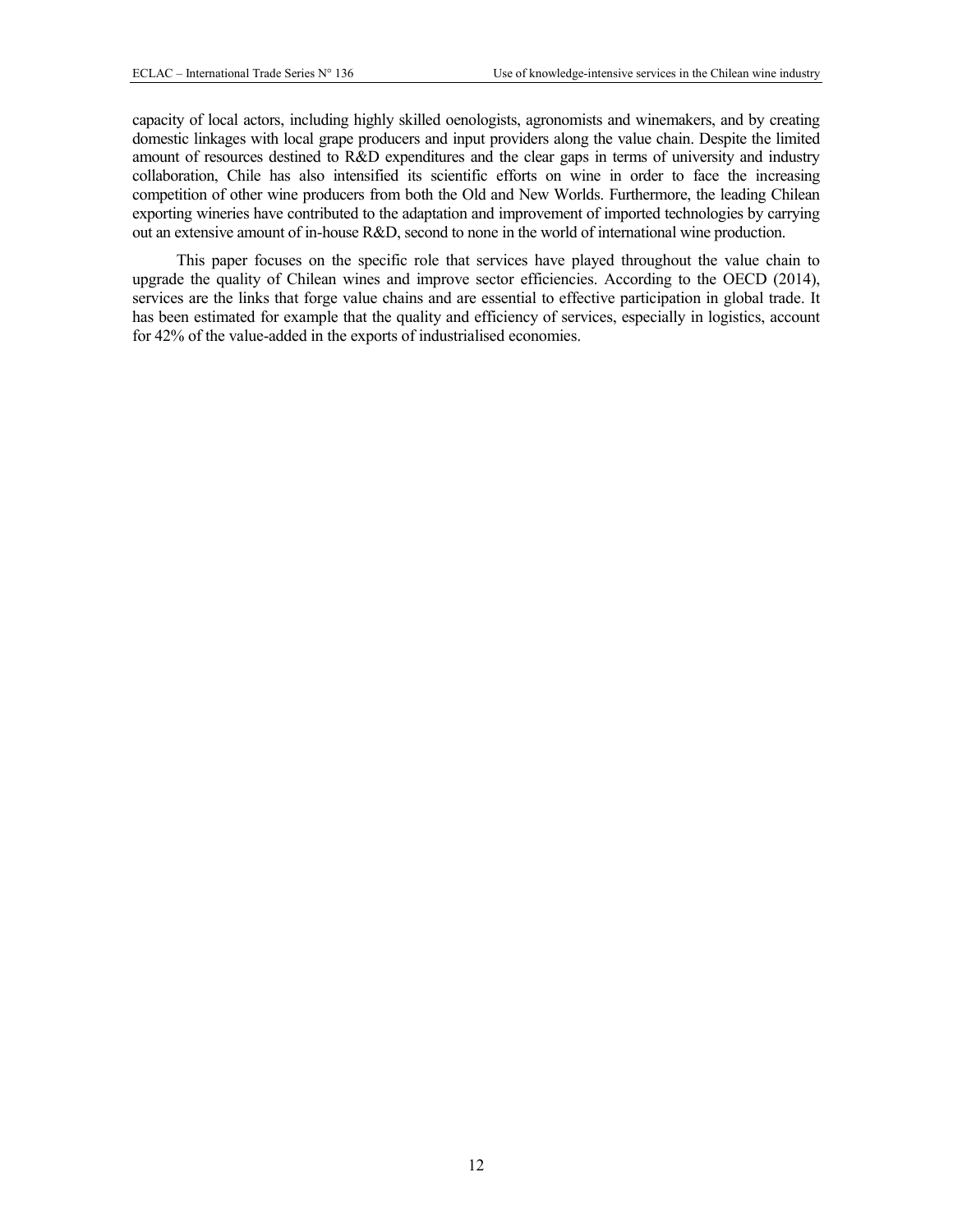capacity of local actors, including highly skilled oenologists, agronomists and winemakers, and by creating domestic linkages with local grape producers and input providers along the value chain. Despite the limited amount of resources destined to R&D expenditures and the clear gaps in terms of university and industry collaboration, Chile has also intensified its scientific efforts on wine in order to face the increasing competition of other wine producers from both the Old and New Worlds. Furthermore, the leading Chilean exporting wineries have contributed to the adaptation and improvement of imported technologies by carrying out an extensive amount of in-house R&D, second to none in the world of international wine production.

This paper focuses on the specific role that services have played throughout the value chain to upgrade the quality of Chilean wines and improve sector efficiencies. According to the OECD (2014), services are the links that forge value chains and are essential to effective participation in global trade. It has been estimated for example that the quality and efficiency of services, especially in logistics, account for 42% of the value-added in the exports of industrialised economies.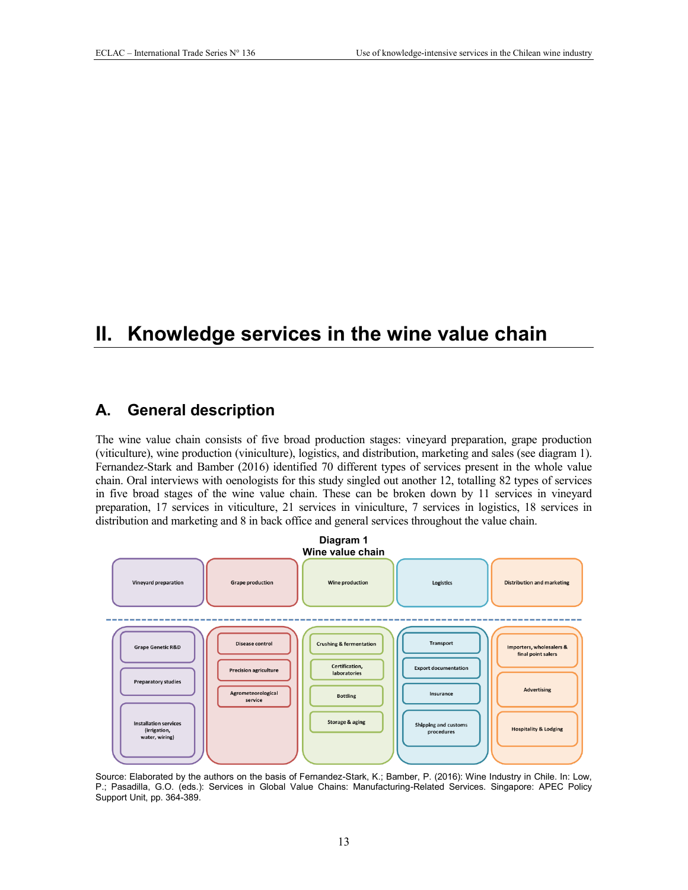# II. Knowledge services in the wine value chain

## A. General description

The wine value chain consists of five broad production stages: vineyard preparation, grape production (viticulture), wine production (viniculture), logistics, and distribution, marketing and sales (see diagram 1). Fernandez-Stark and Bamber (2016) identified 70 different types of services present in the whole value chain. Oral interviews with oenologists for this study singled out another 12, totalling 82 types of services in five broad stages of the wine value chain. These can be broken down by 11 services in vineyard preparation, 17 services in viticulture, 21 services in viniculture, 7 services in logistics, 18 services in distribution and marketing and 8 in back office and general services throughout the value chain.

**Diagram 1**
**Wine value chain**

| Vineyard preparation | Grape production | Wine production | Logistics | Distribution and marketing |
|---|---|---|---|---|
| Grape Genetic R&D | Disease control | Crushing & fermentation | Transport | Importers, wholesalers & final point salers |
| Preparatory studies | Precision agriculture | Certification, laboratories | Export documentation | Advertising |
| Installation services (irrigation, water, wiring) | Agrometeorological service | Bottling | Insurance | Hospitality & Lodging |
| | | Storage & aging | Shipping and customs procedures | |

Source: Elaborated by the authors on the basis of Fernandez-Stark, K.; Bamber, P. (2016): Wine Industry in Chile. In: Low, P.; Pasadilla, G.O. (eds.): Services in Global Value Chains: Manufacturing-Related Services. Singapore: APEC Policy Support Unit, pp. 364-389.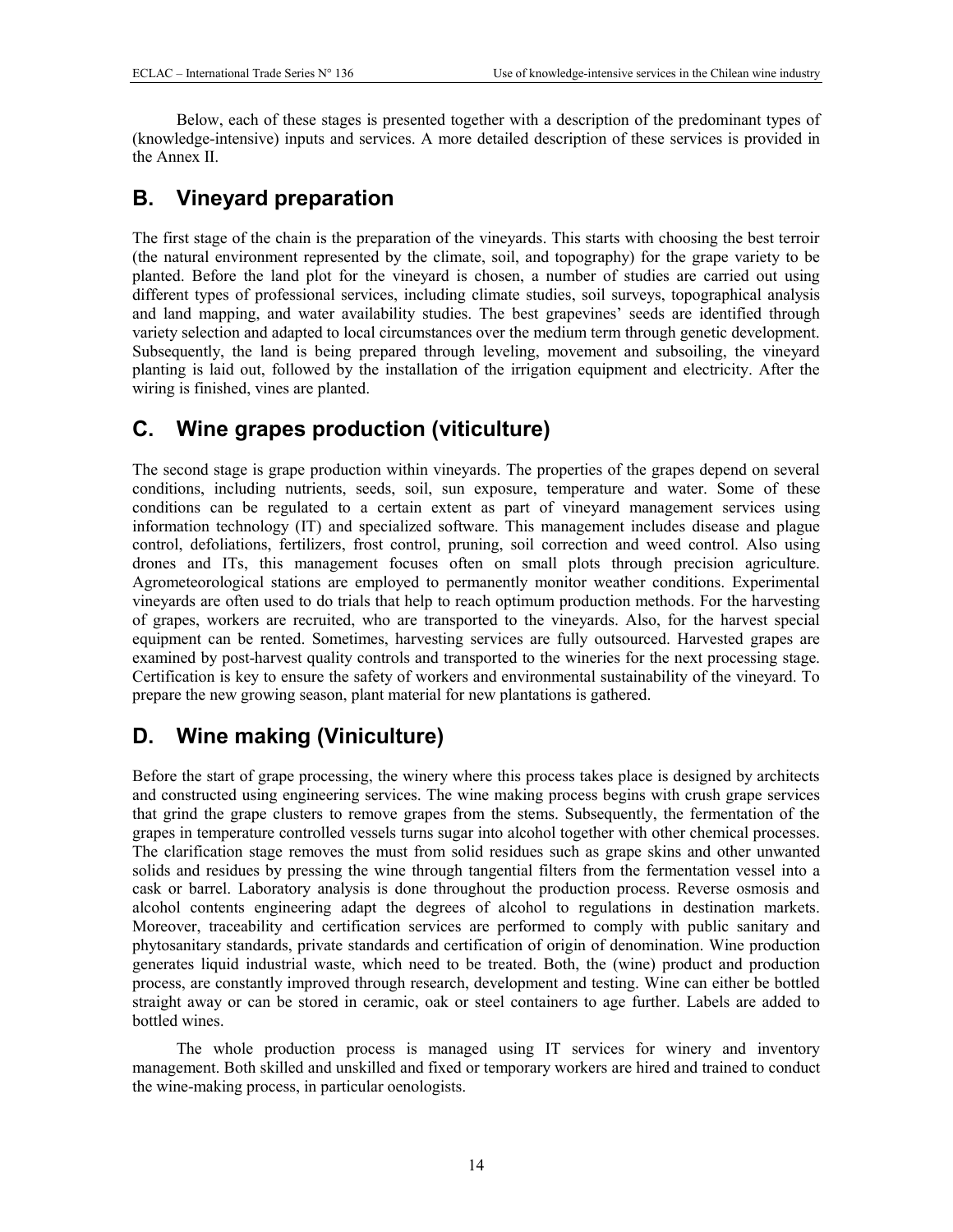Below, each of these stages is presented together with a description of the predominant types of (knowledge-intensive) inputs and services. A more detailed description of these services is provided in the Annex II.

## B. Vineyard preparation

The first stage of the chain is the preparation of the vineyards. This starts with choosing the best terroir (the natural environment represented by the climate, soil, and topography) for the grape variety to be planted. Before the land plot for the vineyard is chosen, a number of studies are carried out using different types of professional services, including climate studies, soil surveys, topographical analysis and land mapping, and water availability studies. The best grapevines' seeds are identified through variety selection and adapted to local circumstances over the medium term through genetic development. Subsequently, the land is being prepared through leveling, movement and subsoiling, the vineyard planting is laid out, followed by the installation of the irrigation equipment and electricity. After the wiring is finished, vines are planted.

## C. Wine grapes production (viticulture)

The second stage is grape production within vineyards. The properties of the grapes depend on several conditions, including nutrients, seeds, soil, sun exposure, temperature and water. Some of these conditions can be regulated to a certain extent as part of vineyard management services using information technology (IT) and specialized software. This management includes disease and plague control, defoliations, fertilizers, frost control, pruning, soil correction and weed control. Also using drones and ITs, this management focuses often on small plots through precision agriculture. Agrometeorological stations are employed to permanently monitor weather conditions. Experimental vineyards are often used to do trials that help to reach optimum production methods. For the harvesting of grapes, workers are recruited, who are transported to the vineyards. Also, for the harvest special equipment can be rented. Sometimes, harvesting services are fully outsourced. Harvested grapes are examined by post-harvest quality controls and transported to the wineries for the next processing stage. Certification is key to ensure the safety of workers and environmental sustainability of the vineyard. To prepare the new growing season, plant material for new plantations is gathered.

## D. Wine making (Viniculture)

Before the start of grape processing, the winery where this process takes place is designed by architects and constructed using engineering services. The wine making process begins with crush grape services that grind the grape clusters to remove grapes from the stems. Subsequently, the fermentation of the grapes in temperature controlled vessels turns sugar into alcohol together with other chemical processes. The clarification stage removes the must from solid residues such as grape skins and other unwanted solids and residues by pressing the wine through tangential filters from the fermentation vessel into a cask or barrel. Laboratory analysis is done throughout the production process. Reverse osmosis and alcohol contents engineering adapt the degrees of alcohol to regulations in destination markets. Moreover, traceability and certification services are performed to comply with public sanitary and phytosanitary standards, private standards and certification of origin of denomination. Wine production generates liquid industrial waste, which need to be treated. Both, the (wine) product and production process, are constantly improved through research, development and testing. Wine can either be bottled straight away or can be stored in ceramic, oak or steel containers to age further. Labels are added to bottled wines.

The whole production process is managed using IT services for winery and inventory management. Both skilled and unskilled and fixed or temporary workers are hired and trained to conduct the wine-making process, in particular oenologists.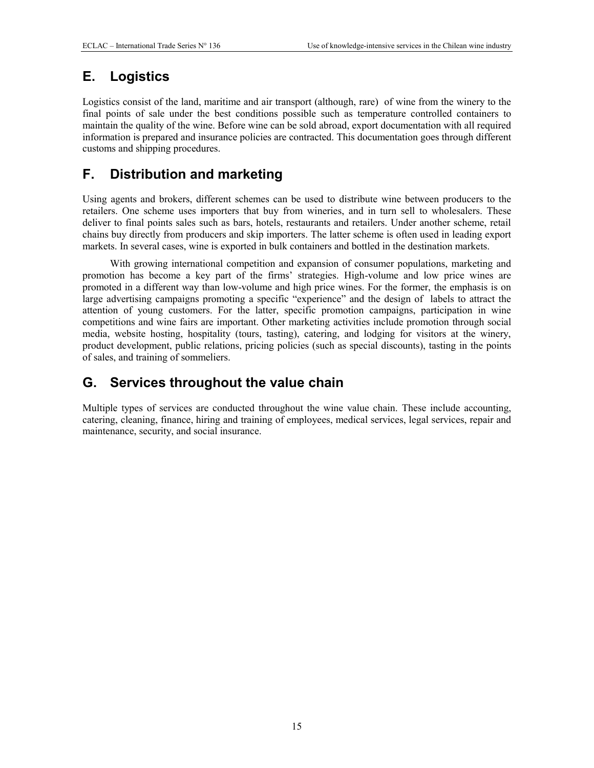## E. Logistics

Logistics consist of the land, maritime and air transport (although, rare) of wine from the winery to the final points of sale under the best conditions possible such as temperature controlled containers to maintain the quality of the wine. Before wine can be sold abroad, export documentation with all required information is prepared and insurance policies are contracted. This documentation goes through different customs and shipping procedures.

## F. Distribution and marketing

Using agents and brokers, different schemes can be used to distribute wine between producers to the retailers. One scheme uses importers that buy from wineries, and in turn sell to wholesalers. These deliver to final points sales such as bars, hotels, restaurants and retailers. Under another scheme, retail chains buy directly from producers and skip importers. The latter scheme is often used in leading export markets. In several cases, wine is exported in bulk containers and bottled in the destination markets.

With growing international competition and expansion of consumer populations, marketing and promotion has become a key part of the firms' strategies. High-volume and low price wines are promoted in a different way than low-volume and high price wines. For the former, the emphasis is on large advertising campaigns promoting a specific "experience" and the design of labels to attract the attention of young customers. For the latter, specific promotion campaigns, participation in wine competitions and wine fairs are important. Other marketing activities include promotion through social media, website hosting, hospitality (tours, tasting), catering, and lodging for visitors at the winery, product development, public relations, pricing policies (such as special discounts), tasting in the points of sales, and training of sommeliers.

## G. Services throughout the value chain

Multiple types of services are conducted throughout the wine value chain. These include accounting, catering, cleaning, finance, hiring and training of employees, medical services, legal services, repair and maintenance, security, and social insurance.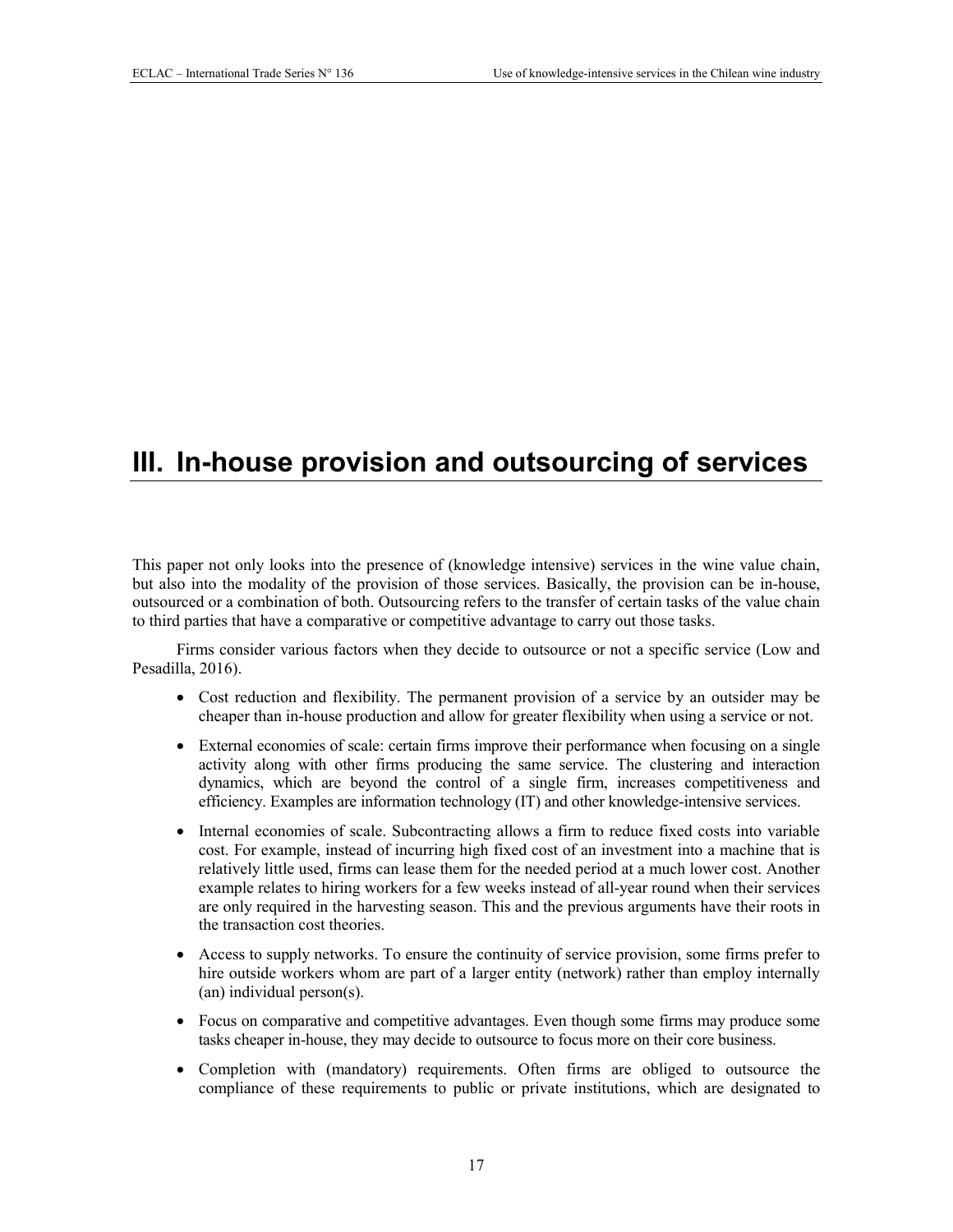# III. In-house provision and outsourcing of services

This paper not only looks into the presence of (knowledge intensive) services in the wine value chain, but also into the modality of the provision of those services. Basically, the provision can be in-house, outsourced or a combination of both. Outsourcing refers to the transfer of certain tasks of the value chain to third parties that have a comparative or competitive advantage to carry out those tasks.

Firms consider various factors when they decide to outsource or not a specific service (Low and Pesadilla, 2016).

- Cost reduction and flexibility. The permanent provision of a service by an outsider may be cheaper than in-house production and allow for greater flexibility when using a service or not.
- External economies of scale: certain firms improve their performance when focusing on a single activity along with other firms producing the same service. The clustering and interaction dynamics, which are beyond the control of a single firm, increases competitiveness and efficiency. Examples are information technology (IT) and other knowledge-intensive services.
- Internal economies of scale. Subcontracting allows a firm to reduce fixed costs into variable cost. For example, instead of incurring high fixed cost of an investment into a machine that is relatively little used, firms can lease them for the needed period at a much lower cost. Another example relates to hiring workers for a few weeks instead of all-year round when their services are only required in the harvesting season. This and the previous arguments have their roots in the transaction cost theories.
- Access to supply networks. To ensure the continuity of service provision, some firms prefer to hire outside workers whom are part of a larger entity (network) rather than employ internally (an) individual person(s).
- Focus on comparative and competitive advantages. Even though some firms may produce some tasks cheaper in-house, they may decide to outsource to focus more on their core business.
- Completion with (mandatory) requirements. Often firms are obliged to outsource the compliance of these requirements to public or private institutions, which are designated to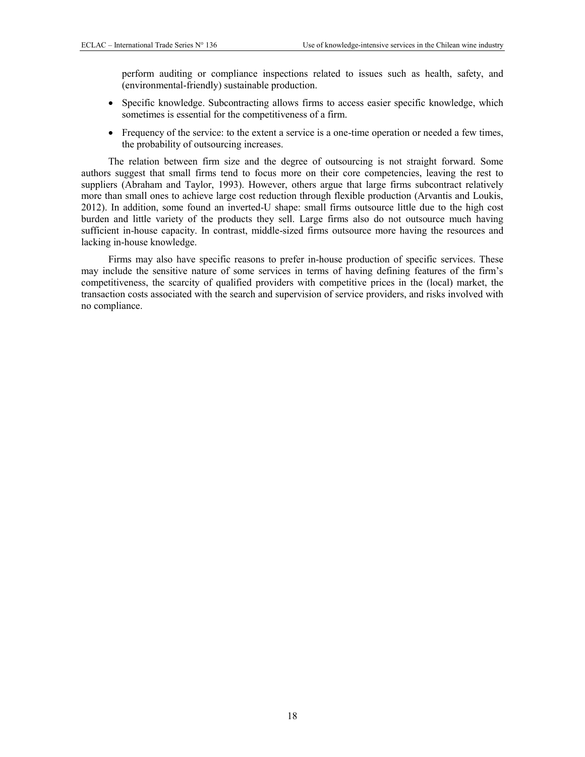perform auditing or compliance inspections related to issues such as health, safety, and (environmental-friendly) sustainable production.

- Specific knowledge. Subcontracting allows firms to access easier specific knowledge, which sometimes is essential for the competitiveness of a firm.
- Frequency of the service: to the extent a service is a one-time operation or needed a few times, the probability of outsourcing increases.

The relation between firm size and the degree of outsourcing is not straight forward. Some authors suggest that small firms tend to focus more on their core competencies, leaving the rest to suppliers (Abraham and Taylor, 1993). However, others argue that large firms subcontract relatively more than small ones to achieve large cost reduction through flexible production (Arvantis and Loukis, 2012). In addition, some found an inverted-U shape: small firms outsource little due to the high cost burden and little variety of the products they sell. Large firms also do not outsource much having sufficient in-house capacity. In contrast, middle-sized firms outsource more having the resources and lacking in-house knowledge.

Firms may also have specific reasons to prefer in-house production of specific services. These may include the sensitive nature of some services in terms of having defining features of the firm's competitiveness, the scarcity of qualified providers with competitive prices in the (local) market, the transaction costs associated with the search and supervision of service providers, and risks involved with no compliance.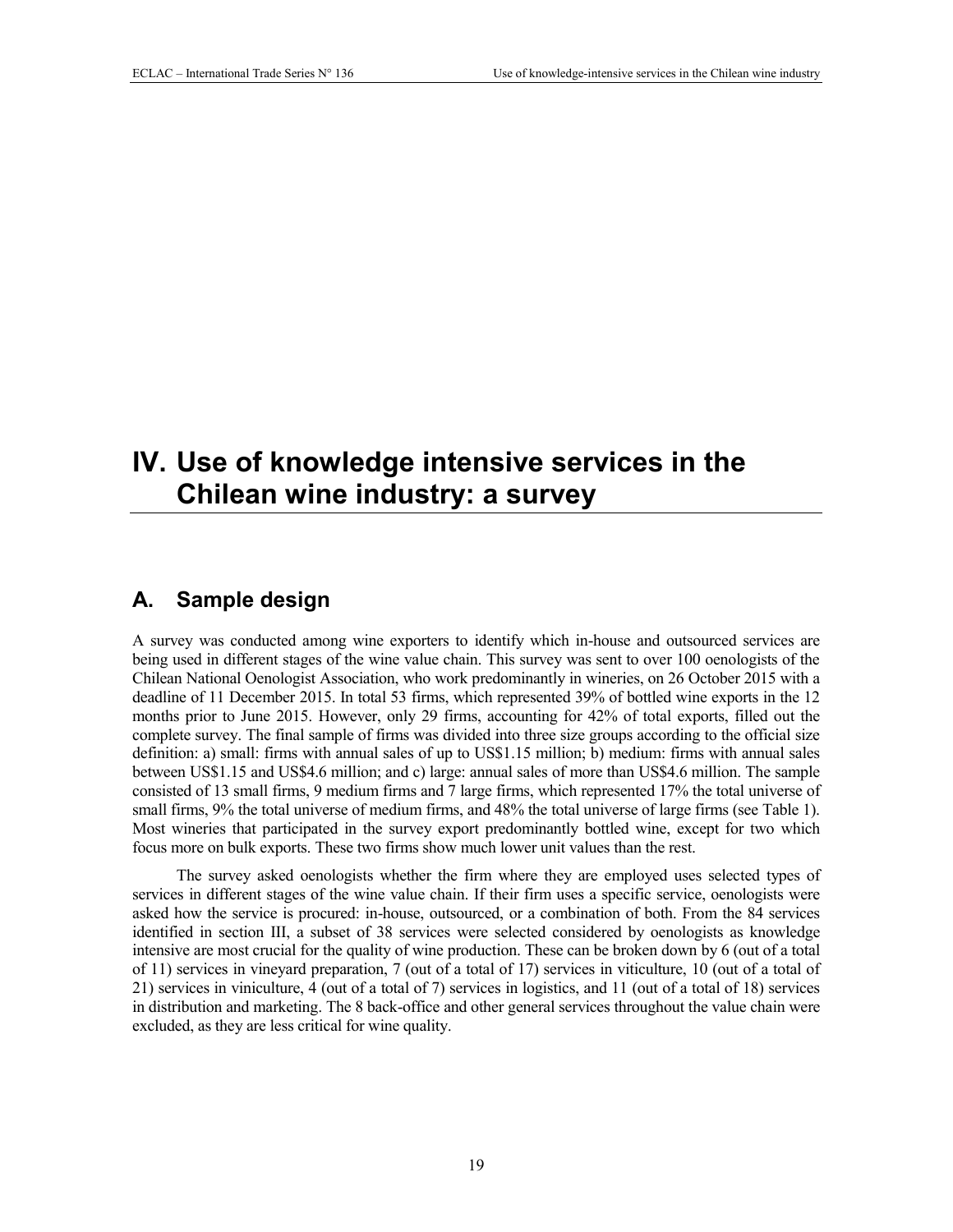# IV. Use of knowledge intensive services in the Chilean wine industry: a survey

## A. Sample design

A survey was conducted among wine exporters to identify which in-house and outsourced services are being used in different stages of the wine value chain. This survey was sent to over 100 oenologists of the Chilean National Oenologist Association, who work predominantly in wineries, on 26 October 2015 with a deadline of 11 December 2015. In total 53 firms, which represented 39% of bottled wine exports in the 12 months prior to June 2015. However, only 29 firms, accounting for 42% of total exports, filled out the complete survey. The final sample of firms was divided into three size groups according to the official size definition: a) small: firms with annual sales of up to US$1.15 million; b) medium: firms with annual sales between US$1.15 and US$4.6 million; and c) large: annual sales of more than US$4.6 million. The sample consisted of 13 small firms, 9 medium firms and 7 large firms, which represented 17% the total universe of small firms, 9% the total universe of medium firms, and 48% the total universe of large firms (see Table 1). Most wineries that participated in the survey export predominantly bottled wine, except for two which focus more on bulk exports. These two firms show much lower unit values than the rest.

The survey asked oenologists whether the firm where they are employed uses selected types of services in different stages of the wine value chain. If their firm uses a specific service, oenologists were asked how the service is procured: in-house, outsourced, or a combination of both. From the 84 services identified in section III, a subset of 38 services were selected considered by oenologists as knowledge intensive are most crucial for the quality of wine production. These can be broken down by 6 (out of a total of 11) services in vineyard preparation, 7 (out of a total of 17) services in viticulture, 10 (out of a total of 21) services in viniculture, 4 (out of a total of 7) services in logistics, and 11 (out of a total of 18) services in distribution and marketing. The 8 back-office and other general services throughout the value chain were excluded, as they are less critical for wine quality.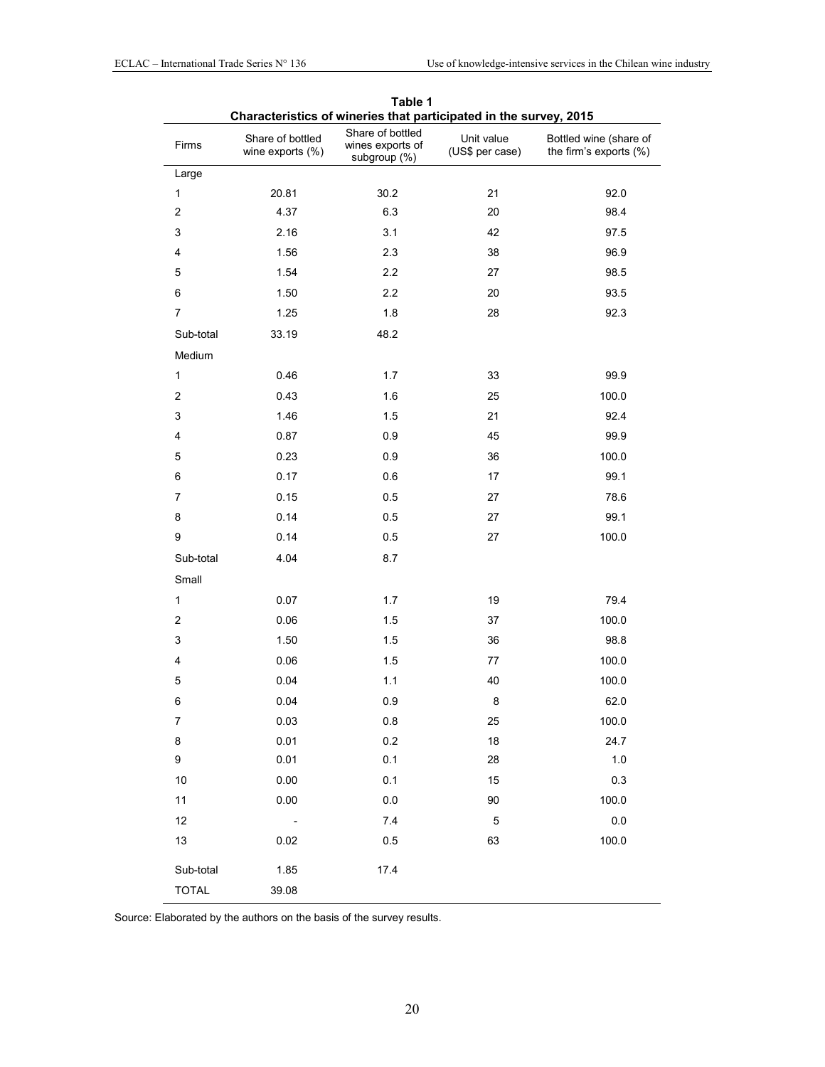**Table 1**
**Characteristics of wineries that participated in the survey, 2015**

| Firms | Share of bottled wine exports (%) | Share of bottled wines exports of subgroup (%) | Unit value (US$ per case) | Bottled wine (share of the firm's exports (%) |
|---|---|---|---|---|
| Large | | | | |
| 1 | 20.81 | 30.2 | 21 | 92.0 |
| 2 | 4.37 | 6.3 | 20 | 98.4 |
| 3 | 2.16 | 3.1 | 42 | 97.5 |
| 4 | 1.56 | 2.3 | 38 | 96.9 |
| 5 | 1.54 | 2.2 | 27 | 98.5 |
| 6 | 1.50 | 2.2 | 20 | 93.5 |
| 7 | 1.25 | 1.8 | 28 | 92.3 |
| Sub-total | 33.19 | 48.2 | | |
| Medium | | | | |
| 1 | 0.46 | 1.7 | 33 | 99.9 |
| 2 | 0.43 | 1.6 | 25 | 100.0 |
| 3 | 1.46 | 1.5 | 21 | 92.4 |
| 4 | 0.87 | 0.9 | 45 | 99.9 |
| 5 | 0.23 | 0.9 | 36 | 100.0 |
| 6 | 0.17 | 0.6 | 17 | 99.1 |
| 7 | 0.15 | 0.5 | 27 | 78.6 |
| 8 | 0.14 | 0.5 | 27 | 99.1 |
| 9 | 0.14 | 0.5 | 27 | 100.0 |
| Sub-total | 4.04 | 8.7 | | |
| Small | | | | |
| 1 | 0.07 | 1.7 | 19 | 79.4 |
| 2 | 0.06 | 1.5 | 37 | 100.0 |
| 3 | 1.50 | 1.5 | 36 | 98.8 |
| 4 | 0.06 | 1.5 | 77 | 100.0 |
| 5 | 0.04 | 1.1 | 40 | 100.0 |
| 6 | 0.04 | 0.9 | 8 | 62.0 |
| 7 | 0.03 | 0.8 | 25 | 100.0 |
| 8 | 0.01 | 0.2 | 18 | 24.7 |
| 9 | 0.01 | 0.1 | 28 | 1.0 |
| 10 | 0.00 | 0.1 | 15 | 0.3 |
| 11 | 0.00 | 0.0 | 90 | 100.0 |
| 12 | - | 7.4 | 5 | 0.0 |
| 13 | 0.02 | 0.5 | 63 | 100.0 |
| Sub-total | 1.85 | 17.4 | | |
| TOTAL | 39.08 | | | |

Source: Elaborated by the authors on the basis of the survey results.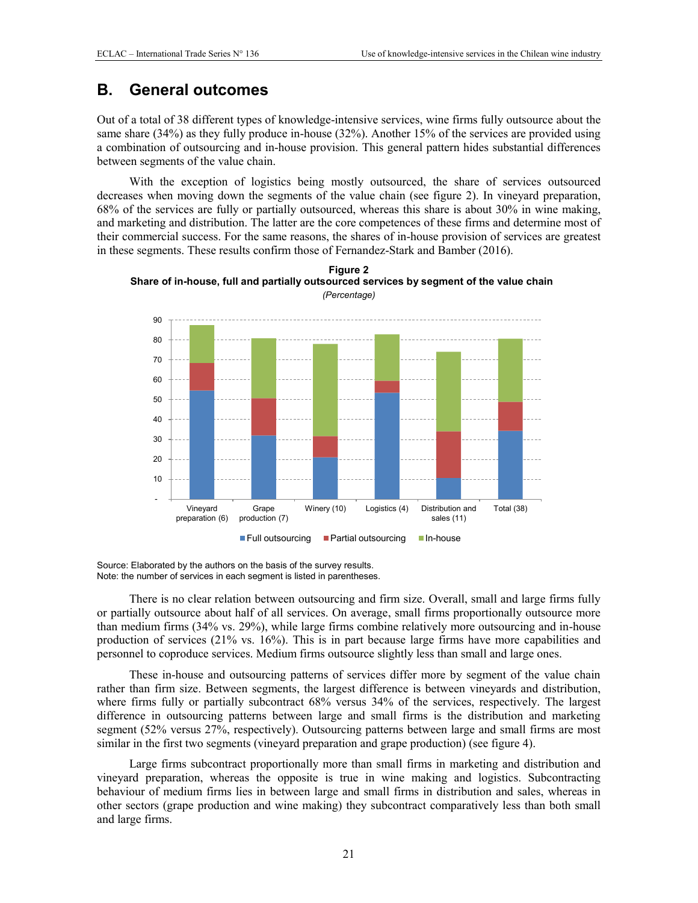## B. General outcomes

Out of a total of 38 different types of knowledge-intensive services, wine firms fully outsource about the same share (34%) as they fully produce in-house (32%). Another 15% of the services are provided using a combination of outsourcing and in-house provision. This general pattern hides substantial differences between segments of the value chain.

With the exception of logistics being mostly outsourced, the share of services outsourced decreases when moving down the segments of the value chain (see figure 2). In vineyard preparation, 68% of the services are fully or partially outsourced, whereas this share is about 30% in wine making, and marketing and distribution. The latter are the core competences of these firms and determine most of their commercial success. For the same reasons, the shares of in-house provision of services are greatest in these segments. These results confirm those of Fernandez-Stark and Bamber (2016).

**Figure 2**
**Share of in-house, full and partially outsourced services by segment of the value chain**
*(Percentage)*

Source: Elaborated by the authors on the basis of the survey results.
Note: the number of services in each segment is listed in parentheses.

There is no clear relation between outsourcing and firm size. Overall, small and large firms fully or partially outsource about half of all services. On average, small firms proportionally outsource more than medium firms (34% vs. 29%), while large firms combine relatively more outsourcing and in-house production of services (21% vs. 16%). This is in part because large firms have more capabilities and personnel to coproduce services. Medium firms outsource slightly less than small and large ones.

These in-house and outsourcing patterns of services differ more by segment of the value chain rather than firm size. Between segments, the largest difference is between vineyards and distribution, where firms fully or partially subcontract 68% versus 34% of the services, respectively. The largest difference in outsourcing patterns between large and small firms is the distribution and marketing segment (52% versus 27%, respectively). Outsourcing patterns between large and small firms are most similar in the first two segments (vineyard preparation and grape production) (see figure 4).

Large firms subcontract proportionally more than small firms in marketing and distribution and vineyard preparation, whereas the opposite is true in wine making and logistics. Subcontracting behaviour of medium firms lies in between large and small firms in distribution and sales, whereas in other sectors (grape production and wine making) they subcontract comparatively less than both small and large firms.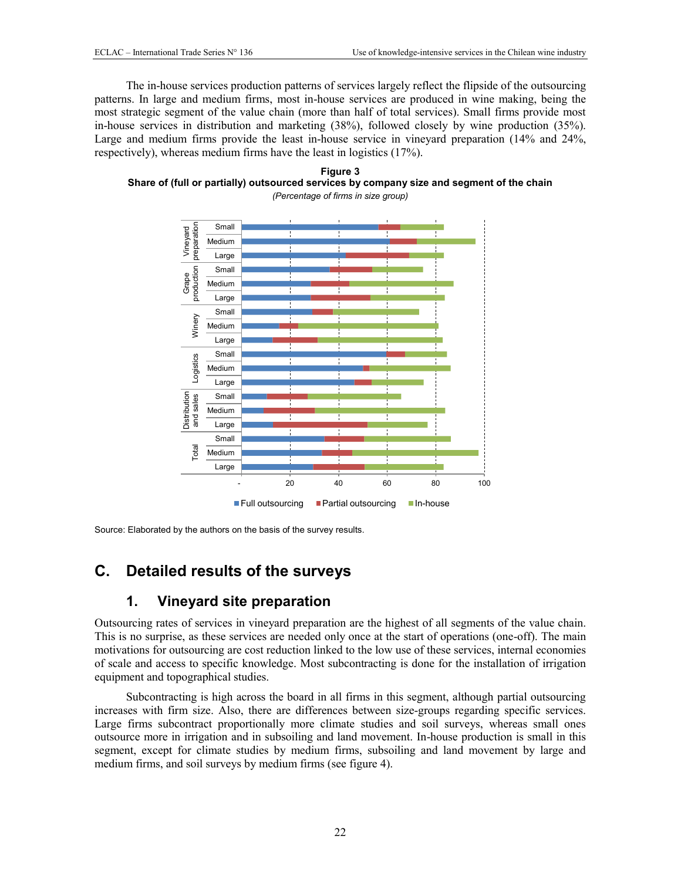The in-house services production patterns of services largely reflect the flipside of the outsourcing patterns. In large and medium firms, most in-house services are produced in wine making, being the most strategic segment of the value chain (more than half of total services). Small firms provide most in-house services in distribution and marketing (38%), followed closely by wine production (35%). Large and medium firms provide the least in-house service in vineyard preparation (14% and 24%, respectively), whereas medium firms have the least in logistics (17%).

**Figure 3**
**Share of (full or partially) outsourced services by company size and segment of the chain**
*(Percentage of firms in size group)*

Source: Elaborated by the authors on the basis of the survey results.

## C. Detailed results of the surveys

### 1. Vineyard site preparation

Outsourcing rates of services in vineyard preparation are the highest of all segments of the value chain. This is no surprise, as these services are needed only once at the start of operations (one-off). The main motivations for outsourcing are cost reduction linked to the low use of these services, internal economies of scale and access to specific knowledge. Most subcontracting is done for the installation of irrigation equipment and topographical studies.

Subcontracting is high across the board in all firms in this segment, although partial outsourcing increases with firm size. Also, there are differences between size-groups regarding specific services. Large firms subcontract proportionally more climate studies and soil surveys, whereas small ones outsource more in irrigation and in subsoiling and land movement. In-house production is small in this segment, except for climate studies by medium firms, subsoiling and land movement by large and medium firms, and soil surveys by medium firms (see figure 4).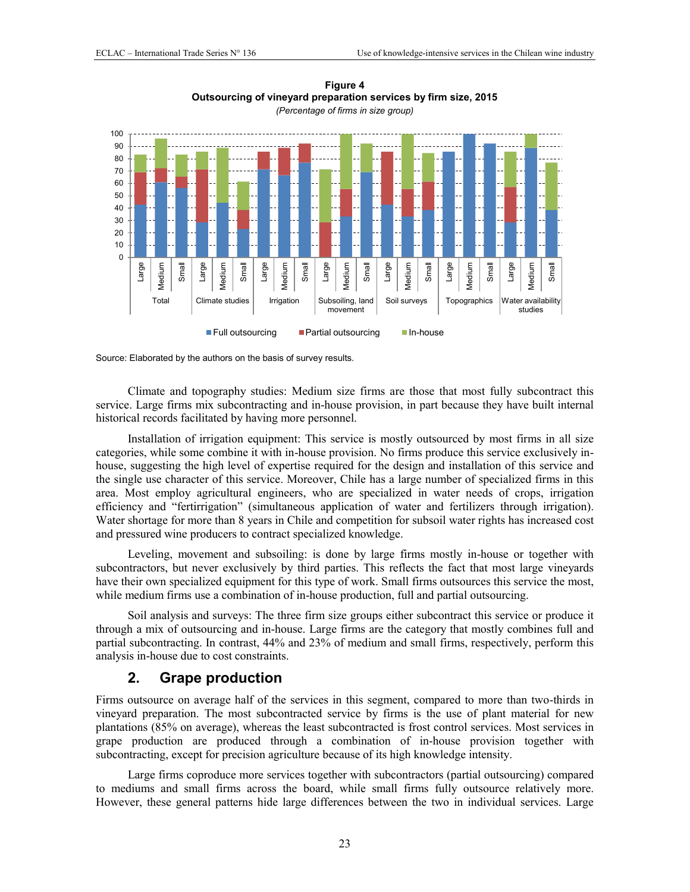**Figure 4**
**Outsourcing of vineyard preparation services by firm size, 2015**
*(Percentage of firms in size group)*

Source: Elaborated by the authors on the basis of survey results.

Climate and topography studies: Medium size firms are those that most fully subcontract this service. Large firms mix subcontracting and in-house provision, in part because they have built internal historical records facilitated by having more personnel.

Installation of irrigation equipment: This service is mostly outsourced by most firms in all size categories, while some combine it with in-house provision. No firms produce this service exclusively in-house, suggesting the high level of expertise required for the design and installation of this service and the single use character of this service. Moreover, Chile has a large number of specialized firms in this area. Most employ agricultural engineers, who are specialized in water needs of crops, irrigation efficiency and "fertirrigation" (simultaneous application of water and fertilizers through irrigation). Water shortage for more than 8 years in Chile and competition for subsoil water rights has increased cost and pressured wine producers to contract specialized knowledge.

Leveling, movement and subsoiling: is done by large firms mostly in-house or together with subcontractors, but never exclusively by third parties. This reflects the fact that most large vineyards have their own specialized equipment for this type of work. Small firms outsources this service the most, while medium firms use a combination of in-house production, full and partial outsourcing.

Soil analysis and surveys: The three firm size groups either subcontract this service or produce it through a mix of outsourcing and in-house. Large firms are the category that mostly combines full and partial subcontracting. In contrast, 44% and 23% of medium and small firms, respectively, perform this analysis in-house due to cost constraints.

## 2. Grape production

Firms outsource on average half of the services in this segment, compared to more than two-thirds in vineyard preparation. The most subcontracted service by firms is the use of plant material for new plantations (85% on average), whereas the least subcontracted is frost control services. Most services in grape production are produced through a combination of in-house provision together with subcontracting, except for precision agriculture because of its high knowledge intensity.

Large firms coproduce more services together with subcontractors (partial outsourcing) compared to mediums and small firms across the board, while small firms fully outsource relatively more. However, these general patterns hide large differences between the two in individual services. Large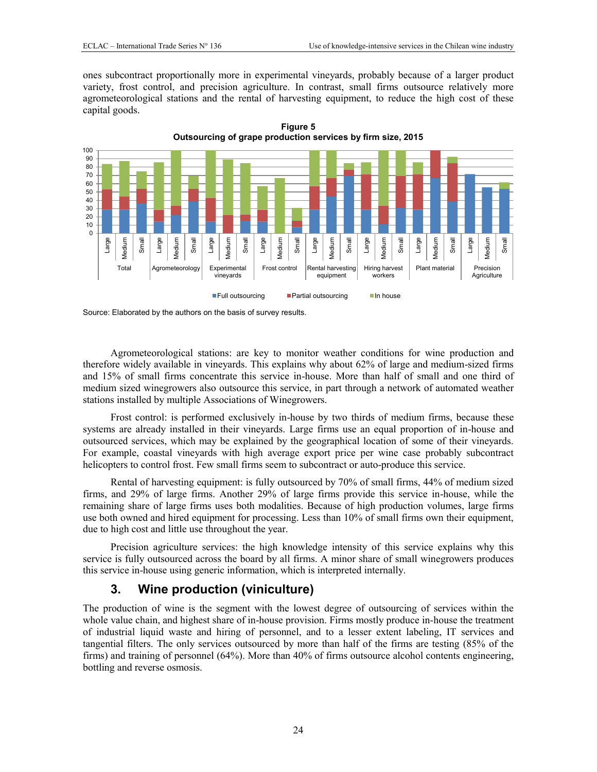ones subcontract proportionally more in experimental vineyards, probably because of a larger product variety, frost control, and precision agriculture. In contrast, small firms outsource relatively more agrometeorological stations and the rental of harvesting equipment, to reduce the high cost of these capital goods.

**Figure 5**
**Outsourcing of grape production services by firm size, 2015**

Source: Elaborated by the authors on the basis of survey results.

Agrometeorological stations: are key to monitor weather conditions for wine production and therefore widely available in vineyards. This explains why about 62% of large and medium-sized firms and 15% of small firms concentrate this service in-house. More than half of small and one third of medium sized winegrowers also outsource this service, in part through a network of automated weather stations installed by multiple Associations of Winegrowers.

Frost control: is performed exclusively in-house by two thirds of medium firms, because these systems are already installed in their vineyards. Large firms use an equal proportion of in-house and outsourced services, which may be explained by the geographical location of some of their vineyards. For example, coastal vineyards with high average export price per wine case probably subcontract helicopters to control frost. Few small firms seem to subcontract or auto-produce this service.

Rental of harvesting equipment: is fully outsourced by 70% of small firms, 44% of medium sized firms, and 29% of large firms. Another 29% of large firms provide this service in-house, while the remaining share of large firms uses both modalities. Because of high production volumes, large firms use both owned and hired equipment for processing. Less than 10% of small firms own their equipment, due to high cost and little use throughout the year.

Precision agriculture services: the high knowledge intensity of this service explains why this service is fully outsourced across the board by all firms. A minor share of small winegrowers produces this service in-house using generic information, which is interpreted internally.

## 3. Wine production (viniculture)

The production of wine is the segment with the lowest degree of outsourcing of services within the whole value chain, and highest share of in-house provision. Firms mostly produce in-house the treatment of industrial liquid waste and hiring of personnel, and to a lesser extent labeling, IT services and tangential filters. The only services outsourced by more than half of the firms are testing (85% of the firms) and training of personnel (64%). More than 40% of firms outsource alcohol contents engineering, bottling and reverse osmosis.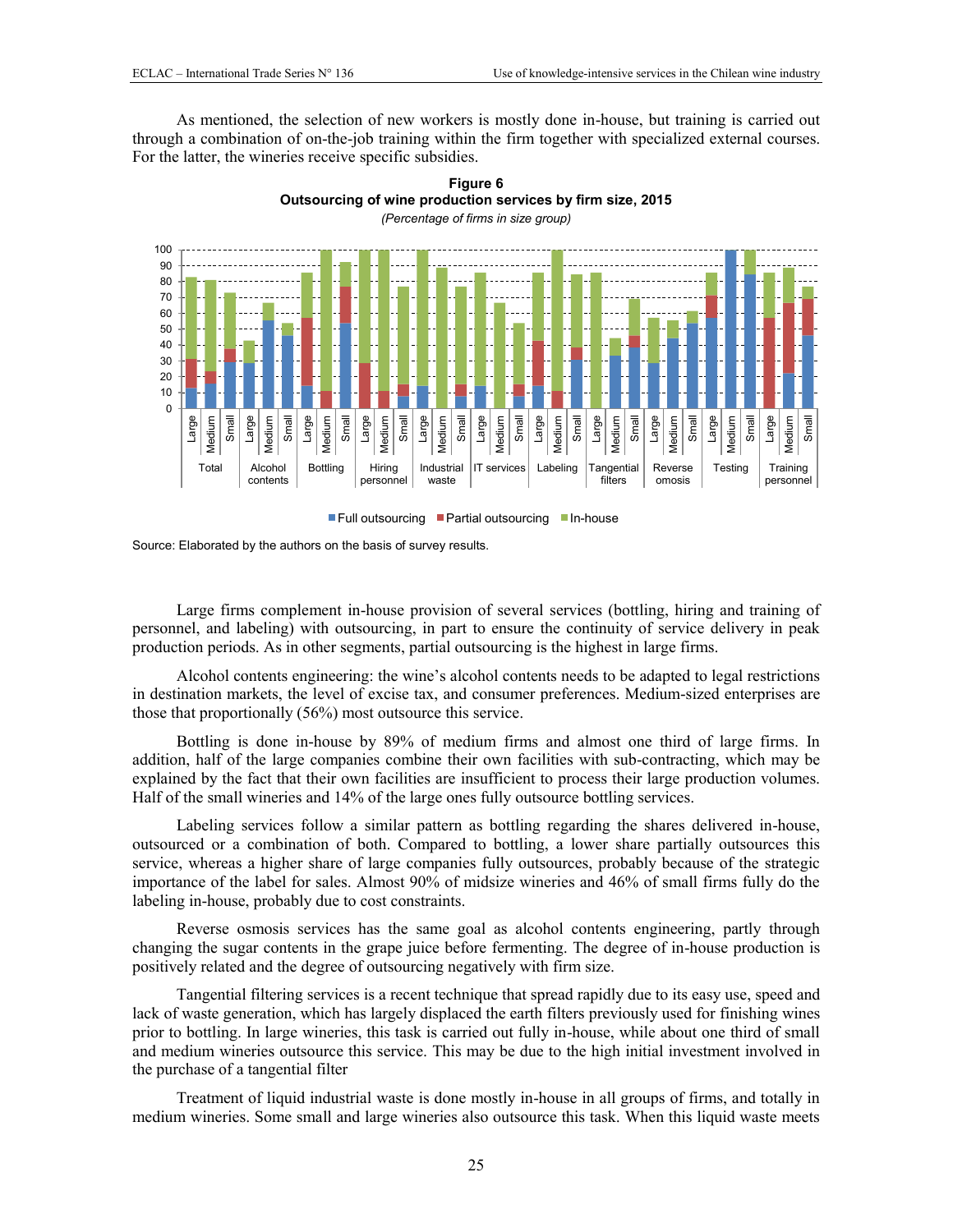As mentioned, the selection of new workers is mostly done in-house, but training is carried out through a combination of on-the-job training within the firm together with specialized external courses. For the latter, the wineries receive specific subsidies.

**Figure 6**
**Outsourcing of wine production services by firm size, 2015**
*(Percentage of firms in size group)*

Source: Elaborated by the authors on the basis of survey results.

Large firms complement in-house provision of several services (bottling, hiring and training of personnel, and labeling) with outsourcing, in part to ensure the continuity of service delivery in peak production periods. As in other segments, partial outsourcing is the highest in large firms.

Alcohol contents engineering: the wine's alcohol contents needs to be adapted to legal restrictions in destination markets, the level of excise tax, and consumer preferences. Medium-sized enterprises are those that proportionally (56%) most outsource this service.

Bottling is done in-house by 89% of medium firms and almost one third of large firms. In addition, half of the large companies combine their own facilities with sub-contracting, which may be explained by the fact that their own facilities are insufficient to process their large production volumes. Half of the small wineries and 14% of the large ones fully outsource bottling services.

Labeling services follow a similar pattern as bottling regarding the shares delivered in-house, outsourced or a combination of both. Compared to bottling, a lower share partially outsources this service, whereas a higher share of large companies fully outsources, probably because of the strategic importance of the label for sales. Almost 90% of midsize wineries and 46% of small firms fully do the labeling in-house, probably due to cost constraints.

Reverse osmosis services has the same goal as alcohol contents engineering, partly through changing the sugar contents in the grape juice before fermenting. The degree of in-house production is positively related and the degree of outsourcing negatively with firm size.

Tangential filtering services is a recent technique that spread rapidly due to its easy use, speed and lack of waste generation, which has largely displaced the earth filters previously used for finishing wines prior to bottling. In large wineries, this task is carried out fully in-house, while about one third of small and medium wineries outsource this service. This may be due to the high initial investment involved in the purchase of a tangential filter

Treatment of liquid industrial waste is done mostly in-house in all groups of firms, and totally in medium wineries. Some small and large wineries also outsource this task. When this liquid waste meets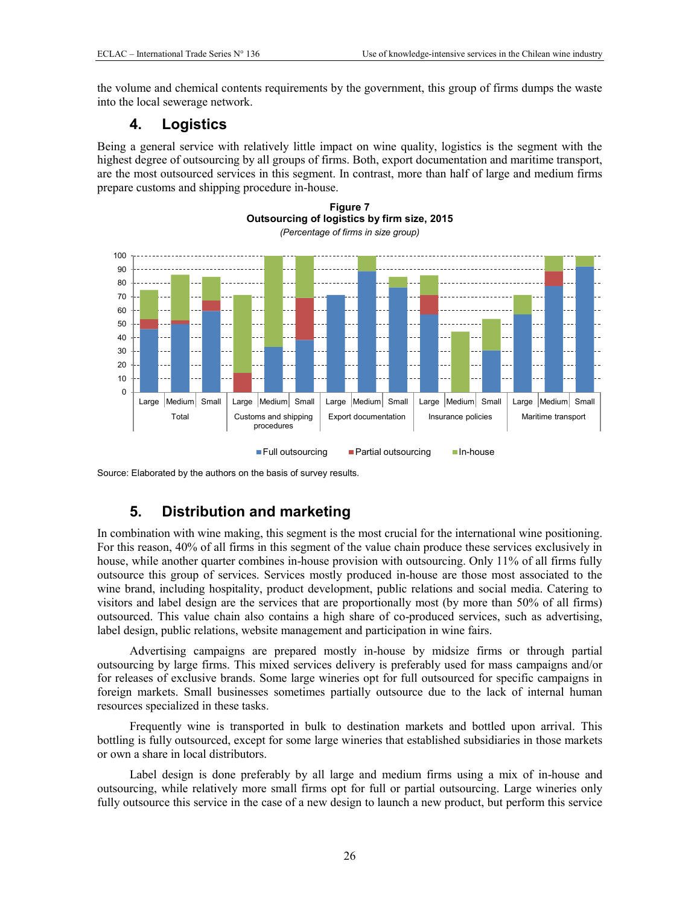the volume and chemical contents requirements by the government, this group of firms dumps the waste into the local sewerage network.

## 4. Logistics

Being a general service with relatively little impact on wine quality, logistics is the segment with the highest degree of outsourcing by all groups of firms. Both, export documentation and maritime transport, are the most outsourced services in this segment. In contrast, more than half of large and medium firms prepare customs and shipping procedure in-house.

**Figure 7**
**Outsourcing of logistics by firm size, 2015**
*(Percentage of firms in size group)*

Source: Elaborated by the authors on the basis of survey results.

## 5. Distribution and marketing

In combination with wine making, this segment is the most crucial for the international wine positioning. For this reason, 40% of all firms in this segment of the value chain produce these services exclusively in house, while another quarter combines in-house provision with outsourcing. Only 11% of all firms fully outsource this group of services. Services mostly produced in-house are those most associated to the wine brand, including hospitality, product development, public relations and social media. Catering to visitors and label design are the services that are proportionally most (by more than 50% of all firms) outsourced. This value chain also contains a high share of co-produced services, such as advertising, label design, public relations, website management and participation in wine fairs.

Advertising campaigns are prepared mostly in-house by midsize firms or through partial outsourcing by large firms. This mixed services delivery is preferably used for mass campaigns and/or for releases of exclusive brands. Some large wineries opt for full outsourced for specific campaigns in foreign markets. Small businesses sometimes partially outsource due to the lack of internal human resources specialized in these tasks.

Frequently wine is transported in bulk to destination markets and bottled upon arrival. This bottling is fully outsourced, except for some large wineries that established subsidiaries in those markets or own a share in local distributors.

Label design is done preferably by all large and medium firms using a mix of in-house and outsourcing, while relatively more small firms opt for full or partial outsourcing. Large wineries only fully outsource this service in the case of a new design to launch a new product, but perform this service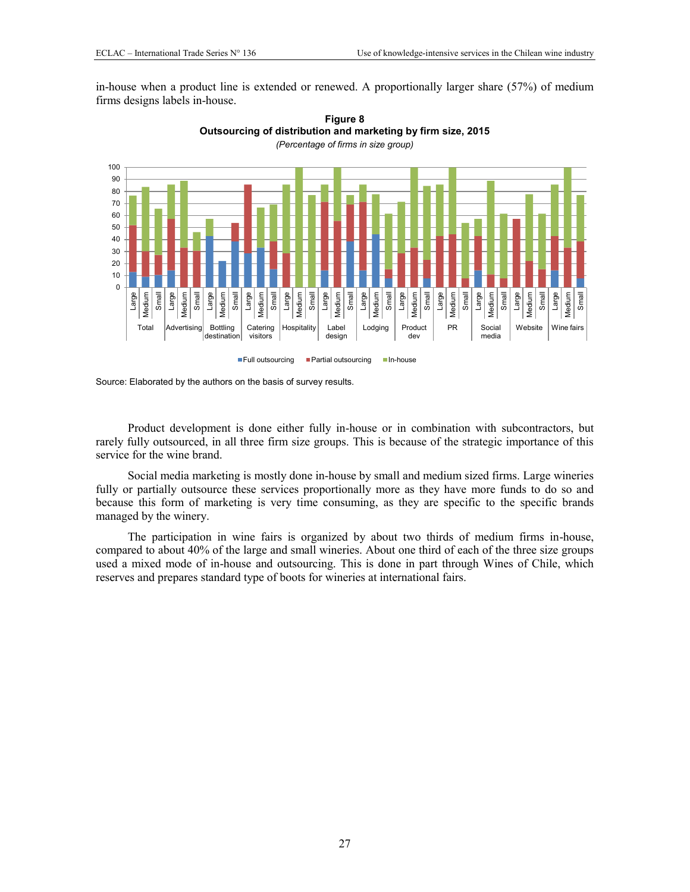in-house when a product line is extended or renewed. A proportionally larger share (57%) of medium firms designs labels in-house.

**Figure 8**
**Outsourcing of distribution and marketing by firm size, 2015**
*(Percentage of firms in size group)*

Source: Elaborated by the authors on the basis of survey results.

Product development is done either fully in-house or in combination with subcontractors, but rarely fully outsourced, in all three firm size groups. This is because of the strategic importance of this service for the wine brand.

Social media marketing is mostly done in-house by small and medium sized firms. Large wineries fully or partially outsource these services proportionally more as they have more funds to do so and because this form of marketing is very time consuming, as they are specific to the specific brands managed by the winery.

The participation in wine fairs is organized by about two thirds of medium firms in-house, compared to about 40% of the large and small wineries. About one third of each of the three size groups used a mixed mode of in-house and outsourcing. This is done in part through Wines of Chile, which reserves and prepares standard type of boots for wineries at international fairs.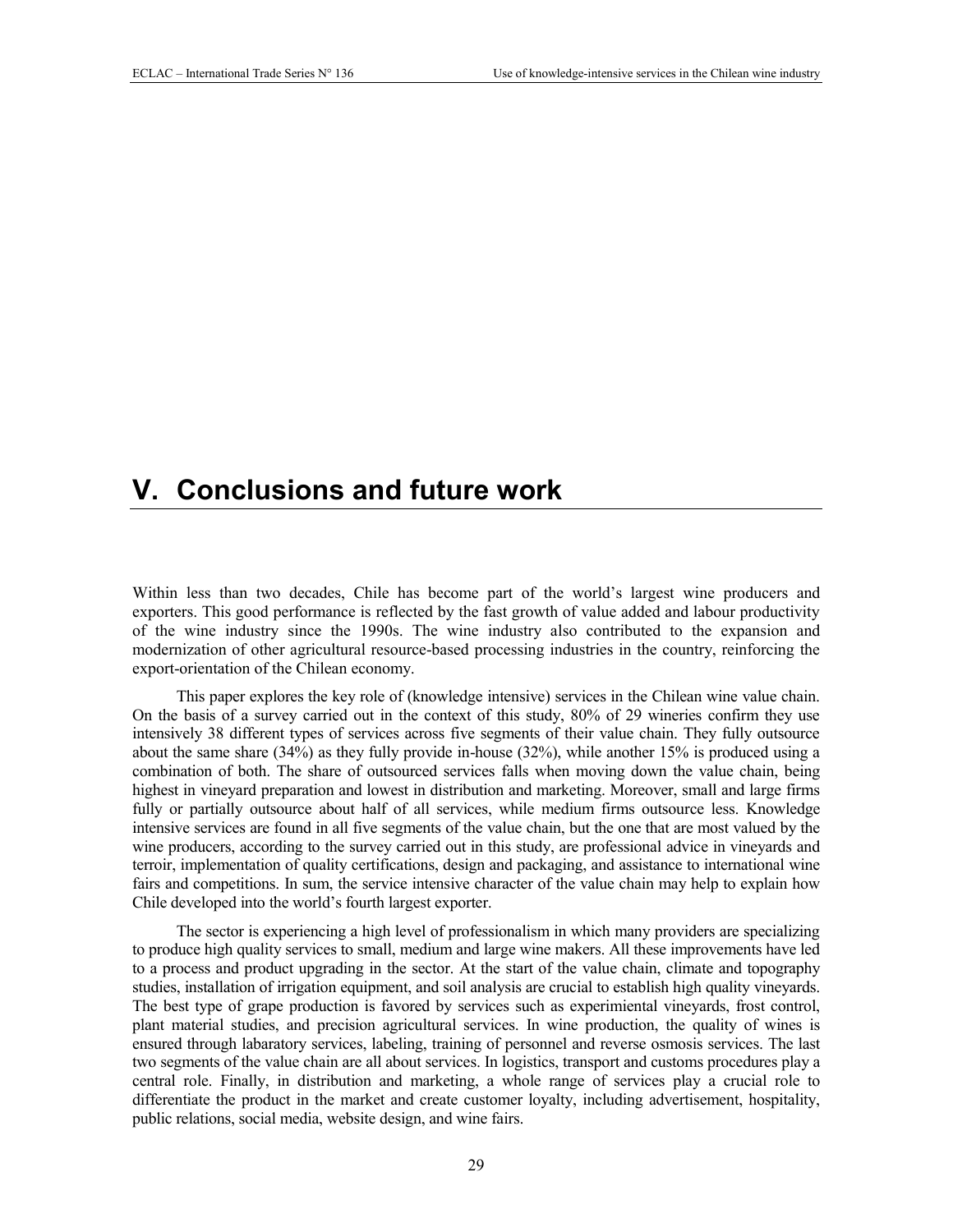# V. Conclusions and future work

Within less than two decades, Chile has become part of the world's largest wine producers and exporters. This good performance is reflected by the fast growth of value added and labour productivity of the wine industry since the 1990s. The wine industry also contributed to the expansion and modernization of other agricultural resource-based processing industries in the country, reinforcing the export-orientation of the Chilean economy.

This paper explores the key role of (knowledge intensive) services in the Chilean wine value chain. On the basis of a survey carried out in the context of this study, 80% of 29 wineries confirm they use intensively 38 different types of services across five segments of their value chain. They fully outsource about the same share (34%) as they fully provide in-house (32%), while another 15% is produced using a combination of both. The share of outsourced services falls when moving down the value chain, being highest in vineyard preparation and lowest in distribution and marketing. Moreover, small and large firms fully or partially outsource about half of all services, while medium firms outsource less. Knowledge intensive services are found in all five segments of the value chain, but the one that are most valued by the wine producers, according to the survey carried out in this study, are professional advice in vineyards and terroir, implementation of quality certifications, design and packaging, and assistance to international wine fairs and competitions. In sum, the service intensive character of the value chain may help to explain how Chile developed into the world's fourth largest exporter.

The sector is experiencing a high level of professionalism in which many providers are specializing to produce high quality services to small, medium and large wine makers. All these improvements have led to a process and product upgrading in the sector. At the start of the value chain, climate and topography studies, installation of irrigation equipment, and soil analysis are crucial to establish high quality vineyards. The best type of grape production is favored by services such as experimiental vineyards, frost control, plant material studies, and precision agricultural services. In wine production, the quality of wines is ensured through labaratory services, labeling, training of personnel and reverse osmosis services. The last two segments of the value chain are all about services. In logistics, transport and customs procedures play a central role. Finally, in distribution and marketing, a whole range of services play a crucial role to differentiate the product in the market and create customer loyalty, including advertisement, hospitality, public relations, social media, website design, and wine fairs.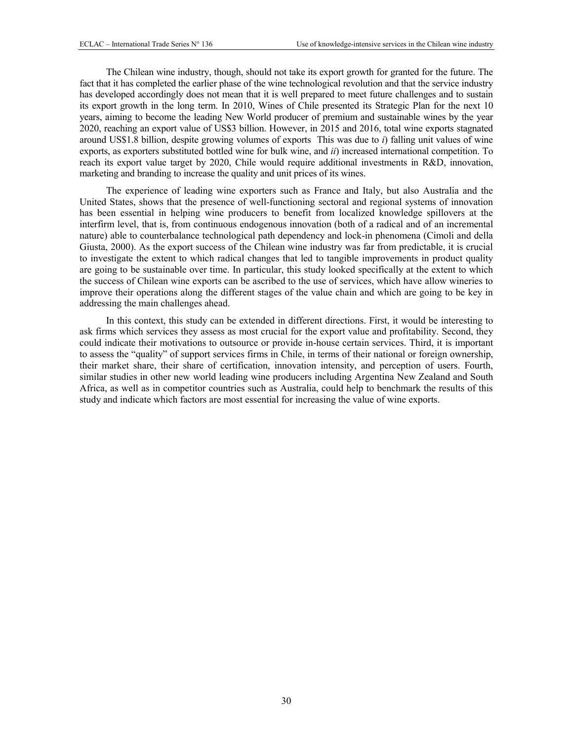The Chilean wine industry, though, should not take its export growth for granted for the future. The fact that it has completed the earlier phase of the wine technological revolution and that the service industry has developed accordingly does not mean that it is well prepared to meet future challenges and to sustain its export growth in the long term. In 2010, Wines of Chile presented its Strategic Plan for the next 10 years, aiming to become the leading New World producer of premium and sustainable wines by the year 2020, reaching an export value of US$3 billion. However, in 2015 and 2016, total wine exports stagnated around US$1.8 billion, despite growing volumes of exports  This was due to *i*) falling unit values of wine exports, as exporters substituted bottled wine for bulk wine, and *ii*) increased international competition. To reach its export value target by 2020, Chile would require additional investments in R&D, innovation, marketing and branding to increase the quality and unit prices of its wines.

The experience of leading wine exporters such as France and Italy, but also Australia and the United States, shows that the presence of well-functioning sectoral and regional systems of innovation has been essential in helping wine producers to benefit from localized knowledge spillovers at the interfirm level, that is, from continuous endogenous innovation (both of a radical and of an incremental nature) able to counterbalance technological path dependency and lock-in phenomena (Cimoli and della Giusta, 2000). As the export success of the Chilean wine industry was far from predictable, it is crucial to investigate the extent to which radical changes that led to tangible improvements in product quality are going to be sustainable over time. In particular, this study looked specifically at the extent to which the success of Chilean wine exports can be ascribed to the use of services, which have allow wineries to improve their operations along the different stages of the value chain and which are going to be key in addressing the main challenges ahead.

In this context, this study can be extended in different directions. First, it would be interesting to ask firms which services they assess as most crucial for the export value and profitability. Second, they could indicate their motivations to outsource or provide in-house certain services. Third, it is important to assess the "quality" of support services firms in Chile, in terms of their national or foreign ownership, their market share, their share of certification, innovation intensity, and perception of users. Fourth, similar studies in other new world leading wine producers including Argentina New Zealand and South Africa, as well as in competitor countries such as Australia, could help to benchmark the results of this study and indicate which factors are most essential for increasing the value of wine exports.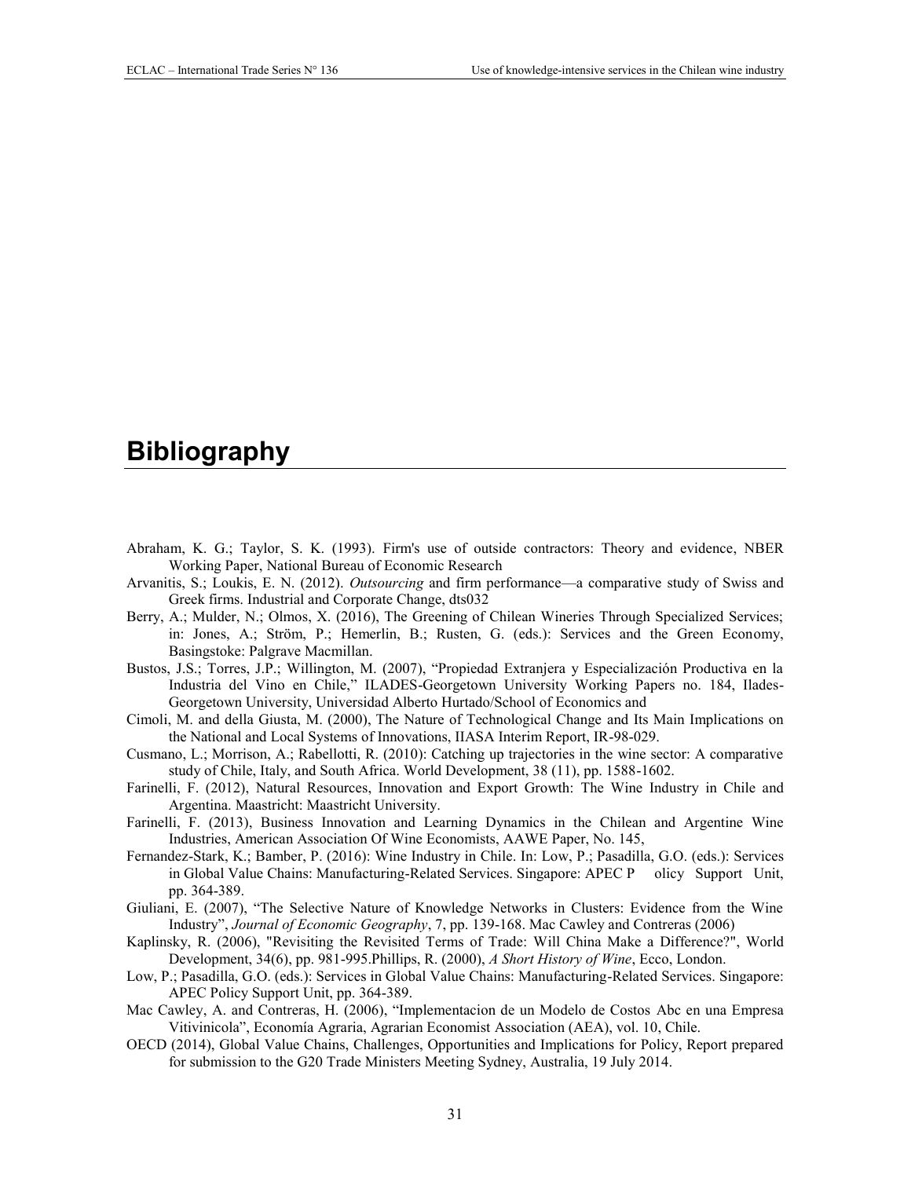# Bibliography

Abraham, K. G.; Taylor, S. K. (1993). Firm's use of outside contractors: Theory and evidence, NBER Working Paper, National Bureau of Economic Research

Arvanitis, S.; Loukis, E. N. (2012). *Outsourcing* and firm performance—a comparative study of Swiss and Greek firms. Industrial and Corporate Change, dts032

Berry, A.; Mulder, N.; Olmos, X. (2016), The Greening of Chilean Wineries Through Specialized Services; in: Jones, A.; Ström, P.; Hemerlin, B.; Rusten, G. (eds.): Services and the Green Economy, Basingstoke: Palgrave Macmillan.

Bustos, J.S.; Torres, J.P.; Willington, M. (2007), "Propiedad Extranjera y Especialización Productiva en la Industria del Vino en Chile," ILADES-Georgetown University Working Papers no. 184, Ilades-Georgetown University, Universidad Alberto Hurtado/School of Economics and

Cimoli, M. and della Giusta, M. (2000), The Nature of Technological Change and Its Main Implications on the National and Local Systems of Innovations, IIASA Interim Report, IR-98-029.

Cusmano, L.; Morrison, A.; Rabellotti, R. (2010): Catching up trajectories in the wine sector: A comparative study of Chile, Italy, and South Africa. World Development, 38 (11), pp. 1588-1602.

Farinelli, F. (2012), Natural Resources, Innovation and Export Growth: The Wine Industry in Chile and Argentina. Maastricht: Maastricht University.

Farinelli, F. (2013), Business Innovation and Learning Dynamics in the Chilean and Argentine Wine Industries, American Association Of Wine Economists, AAWE Paper, No. 145,

Fernandez-Stark, K.; Bamber, P. (2016): Wine Industry in Chile. In: Low, P.; Pasadilla, G.O. (eds.): Services in Global Value Chains: Manufacturing-Related Services. Singapore: APEC P olicy Support Unit, pp. 364-389.

Giuliani, E. (2007), "The Selective Nature of Knowledge Networks in Clusters: Evidence from the Wine Industry", *Journal of Economic Geography*, 7, pp. 139-168. Mac Cawley and Contreras (2006)

Kaplinsky, R. (2006), "Revisiting the Revisited Terms of Trade: Will China Make a Difference?", World Development, 34(6), pp. 981-995.Phillips, R. (2000), *A Short History of Wine*, Ecco, London.

Low, P.; Pasadilla, G.O. (eds.): Services in Global Value Chains: Manufacturing-Related Services. Singapore: APEC Policy Support Unit, pp. 364-389.

Mac Cawley, A. and Contreras, H. (2006), "Implementacion de un Modelo de Costos Abc en una Empresa Vitivinicola", Economía Agraria, Agrarian Economist Association (AEA), vol. 10, Chile.

OECD (2014), Global Value Chains, Challenges, Opportunities and Implications for Policy, Report prepared for submission to the G20 Trade Ministers Meeting Sydney, Australia, 19 July 2014.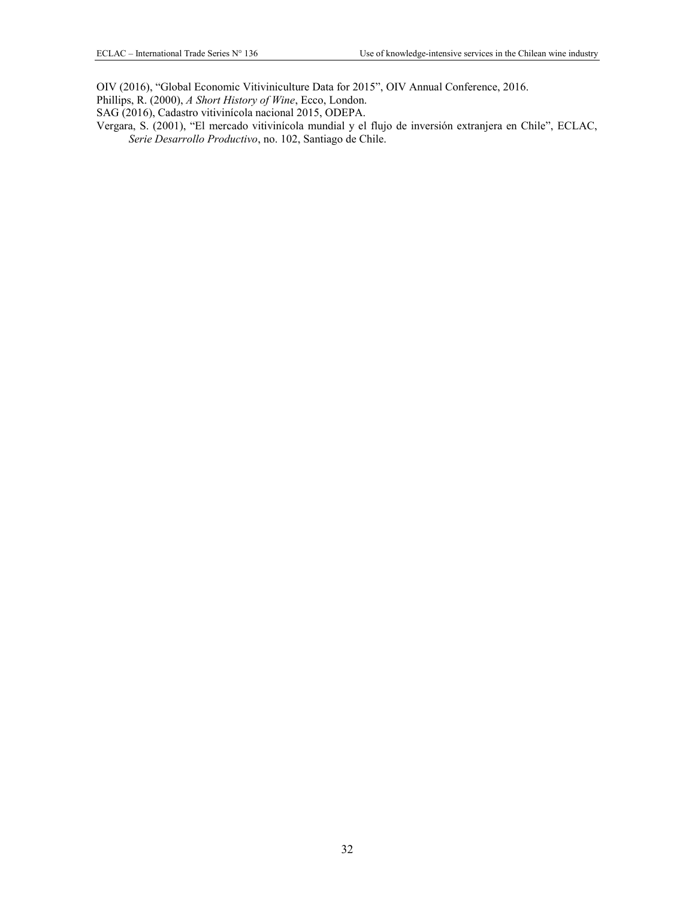OIV (2016), "Global Economic Vitiviniculture Data for 2015", OIV Annual Conference, 2016.

Phillips, R. (2000), *A Short History of Wine*, Ecco, London.

SAG (2016), Cadastro vitivinícola nacional 2015, ODEPA.

Vergara, S. (2001), "El mercado vitivinícola mundial y el flujo de inversión extranjera en Chile", ECLAC, *Serie Desarrollo Productivo*, no. 102, Santiago de Chile.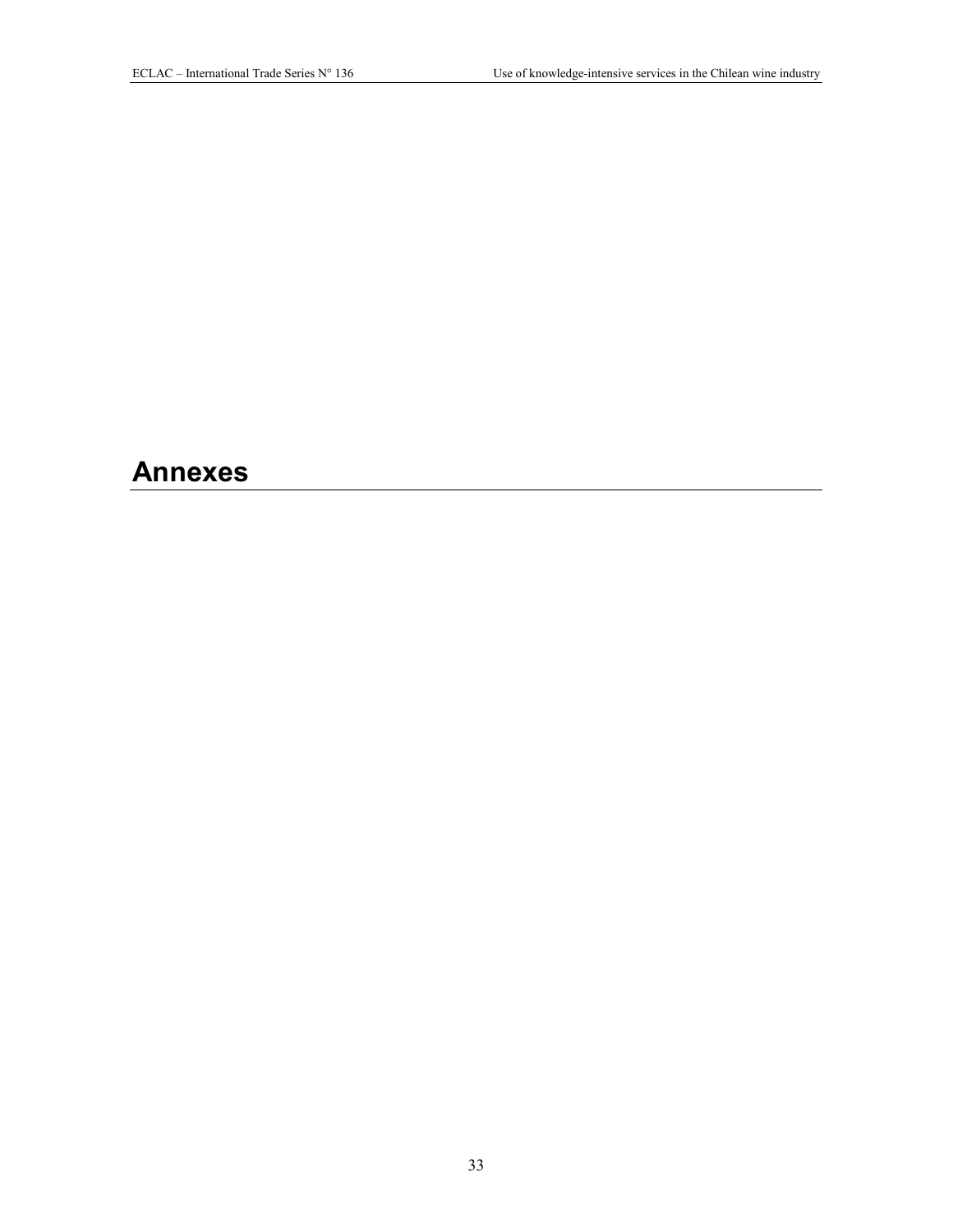# Annexes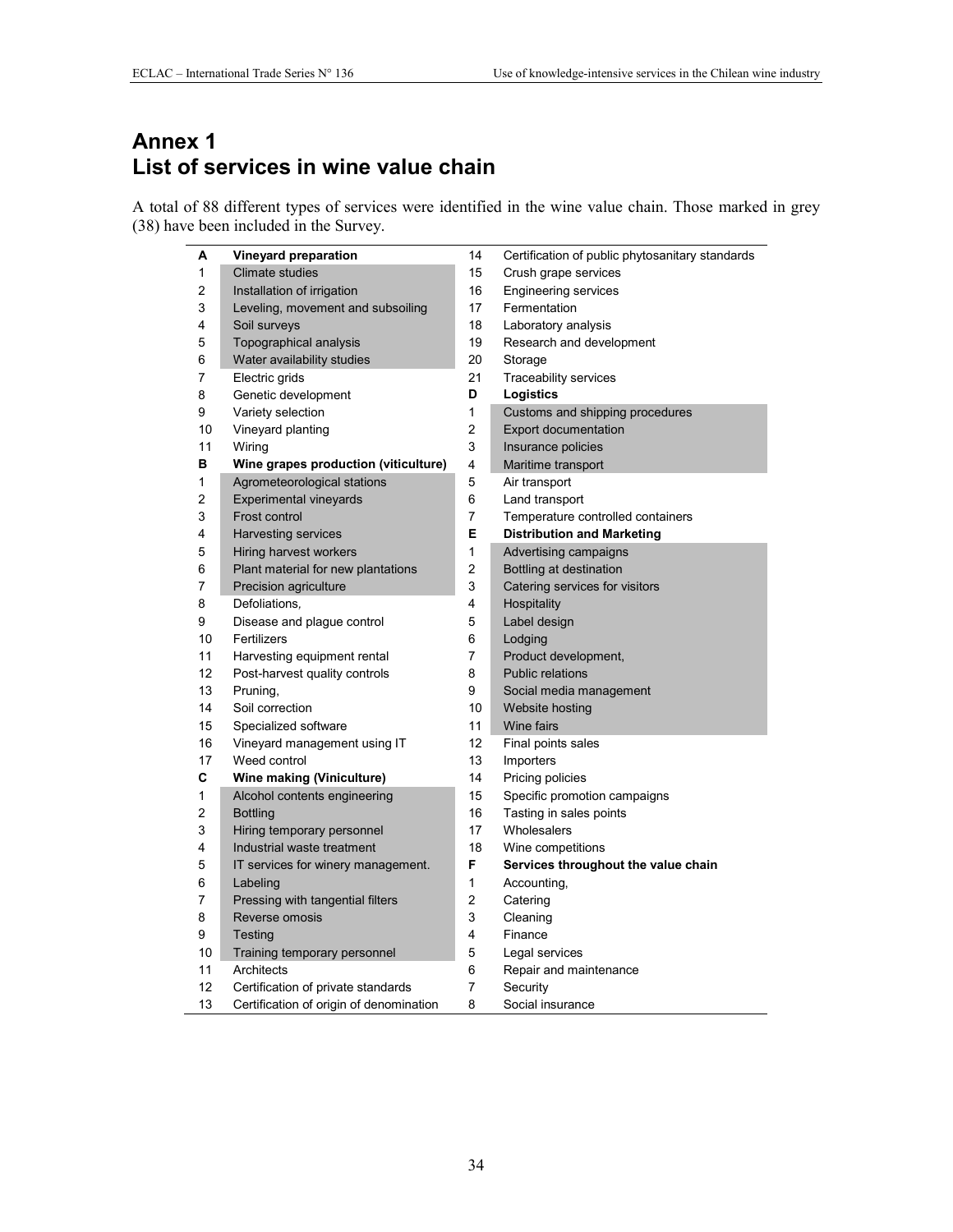# Annex 1
# List of services in wine value chain

A total of 88 different types of services were identified in the wine value chain. Those marked in grey (38) have been included in the Survey.

| | | | |
|---|---|---|---|
| **A** | **Vineyard preparation** | 14 | Certification of public phytosanitary standards |
| 1 | Climate studies | 15 | Crush grape services |
| 2 | Installation of irrigation | 16 | Engineering services |
| 3 | Leveling, movement and subsoiling | 17 | Fermentation |
| 4 | Soil surveys | 18 | Laboratory analysis |
| 5 | Topographical analysis | 19 | Research and development |
| 6 | Water availability studies | 20 | Storage |
| 7 | Electric grids | 21 | Traceability services |
| 8 | Genetic development | **D** | **Logistics** |
| 9 | Variety selection | 1 | Customs and shipping procedures |
| 10 | Vineyard planting | 2 | Export documentation |
| 11 | Wiring | 3 | Insurance policies |
| **B** | **Wine grapes production (viticulture)** | 4 | Maritime transport |
| 1 | Agrometeorological stations | 5 | Air transport |
| 2 | Experimental vineyards | 6 | Land transport |
| 3 | Frost control | 7 | Temperature controlled containers |
| 4 | Harvesting services | **E** | **Distribution and Marketing** |
| 5 | Hiring harvest workers | 1 | Advertising campaigns |
| 6 | Plant material for new plantations | 2 | Bottling at destination |
| 7 | Precision agriculture | 3 | Catering services for visitors |
| 8 | Defoliations, | 4 | Hospitality |
| 9 | Disease and plague control | 5 | Label design |
| 10 | Fertilizers | 6 | Lodging |
| 11 | Harvesting equipment rental | 7 | Product development, |
| 12 | Post-harvest quality controls | 8 | Public relations |
| 13 | Pruning, | 9 | Social media management |
| 14 | Soil correction | 10 | Website hosting |
| 15 | Specialized software | 11 | Wine fairs |
| 16 | Vineyard management using IT | 12 | Final points sales |
| 17 | Weed control | 13 | Importers |
| **C** | **Wine making (Viniculture)** | 14 | Pricing policies |
| 1 | Alcohol contents engineering | 15 | Specific promotion campaigns |
| 2 | Bottling | 16 | Tasting in sales points |
| 3 | Hiring temporary personnel | 17 | Wholesalers |
| 4 | Industrial waste treatment | 18 | Wine competitions |
| 5 | IT services for winery management. | **F** | **Services throughout the value chain** |
| 6 | Labeling | 1 | Accounting, |
| 7 | Pressing with tangential filters | 2 | Catering |
| 8 | Reverse omosis | 3 | Cleaning |
| 9 | Testing | 4 | Finance |
| 10 | Training temporary personnel | 5 | Legal services |
| 11 | Architects | 6 | Repair and maintenance |
| 12 | Certification of private standards | 7 | Security |
| 13 | Certification of origin of denomination | 8 | Social insurance |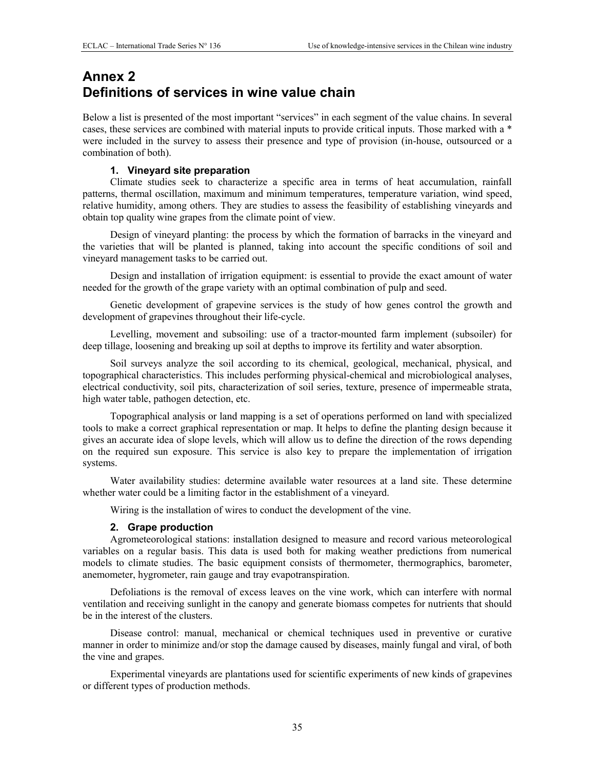# Annex 2
# Definitions of services in wine value chain

Below a list is presented of the most important "services" in each segment of the value chains. In several cases, these services are combined with material inputs to provide critical inputs. Those marked with a * were included in the survey to assess their presence and type of provision (in-house, outsourced or a combination of both).

### 1. Vineyard site preparation

Climate studies seek to characterize a specific area in terms of heat accumulation, rainfall patterns, thermal oscillation, maximum and minimum temperatures, temperature variation, wind speed, relative humidity, among others. They are studies to assess the feasibility of establishing vineyards and obtain top quality wine grapes from the climate point of view.

Design of vineyard planting: the process by which the formation of barracks in the vineyard and the varieties that will be planted is planned, taking into account the specific conditions of soil and vineyard management tasks to be carried out.

Design and installation of irrigation equipment: is essential to provide the exact amount of water needed for the growth of the grape variety with an optimal combination of pulp and seed.

Genetic development of grapevine services is the study of how genes control the growth and development of grapevines throughout their life-cycle.

Levelling, movement and subsoiling: use of a tractor-mounted farm implement (subsoiler) for deep tillage, loosening and breaking up soil at depths to improve its fertility and water absorption.

Soil surveys analyze the soil according to its chemical, geological, mechanical, physical, and topographical characteristics. This includes performing physical-chemical and microbiological analyses, electrical conductivity, soil pits, characterization of soil series, texture, presence of impermeable strata, high water table, pathogen detection, etc.

Topographical analysis or land mapping is a set of operations performed on land with specialized tools to make a correct graphical representation or map. It helps to define the planting design because it gives an accurate idea of slope levels, which will allow us to define the direction of the rows depending on the required sun exposure. This service is also key to prepare the implementation of irrigation systems.

Water availability studies: determine available water resources at a land site. These determine whether water could be a limiting factor in the establishment of a vineyard.

Wiring is the installation of wires to conduct the development of the vine.

### 2. Grape production

Agrometeorological stations: installation designed to measure and record various meteorological variables on a regular basis. This data is used both for making weather predictions from numerical models to climate studies. The basic equipment consists of thermometer, thermographics, barometer, anemometer, hygrometer, rain gauge and tray evapotranspiration.

Defoliations is the removal of excess leaves on the vine work, which can interfere with normal ventilation and receiving sunlight in the canopy and generate biomass competes for nutrients that should be in the interest of the clusters.

Disease control: manual, mechanical or chemical techniques used in preventive or curative manner in order to minimize and/or stop the damage caused by diseases, mainly fungal and viral, of both the vine and grapes.

Experimental vineyards are plantations used for scientific experiments of new kinds of grapevines or different types of production methods.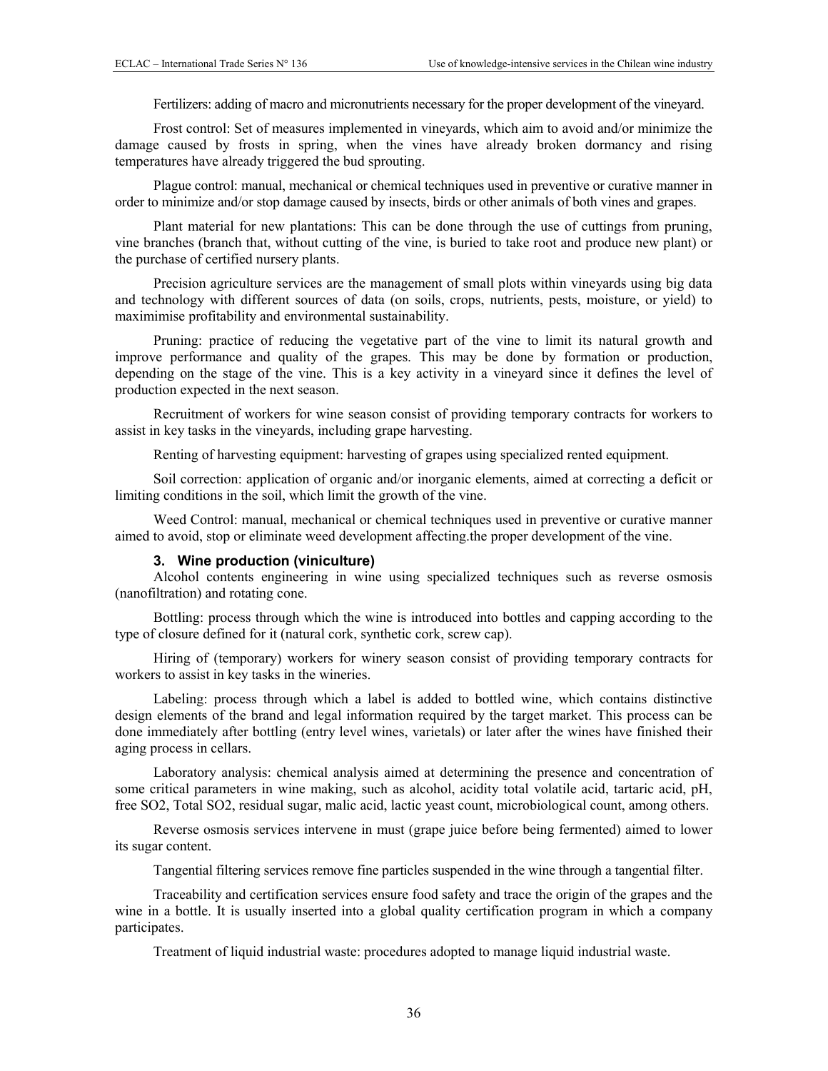Fertilizers: adding of macro and micronutrients necessary for the proper development of the vineyard.

Frost control: Set of measures implemented in vineyards, which aim to avoid and/or minimize the damage caused by frosts in spring, when the vines have already broken dormancy and rising temperatures have already triggered the bud sprouting.

Plague control: manual, mechanical or chemical techniques used in preventive or curative manner in order to minimize and/or stop damage caused by insects, birds or other animals of both vines and grapes.

Plant material for new plantations: This can be done through the use of cuttings from pruning, vine branches (branch that, without cutting of the vine, is buried to take root and produce new plant) or the purchase of certified nursery plants.

Precision agriculture services are the management of small plots within vineyards using big data and technology with different sources of data (on soils, crops, nutrients, pests, moisture, or yield) to maximimise profitability and environmental sustainability.

Pruning: practice of reducing the vegetative part of the vine to limit its natural growth and improve performance and quality of the grapes. This may be done by formation or production, depending on the stage of the vine. This is a key activity in a vineyard since it defines the level of production expected in the next season.

Recruitment of workers for wine season consist of providing temporary contracts for workers to assist in key tasks in the vineyards, including grape harvesting.

Renting of harvesting equipment: harvesting of grapes using specialized rented equipment.

Soil correction: application of organic and/or inorganic elements, aimed at correcting a deficit or limiting conditions in the soil, which limit the growth of the vine.

Weed Control: manual, mechanical or chemical techniques used in preventive or curative manner aimed to avoid, stop or eliminate weed development affecting.the proper development of the vine.

### 3. Wine production (viniculture)

Alcohol contents engineering in wine using specialized techniques such as reverse osmosis (nanofiltration) and rotating cone.

Bottling: process through which the wine is introduced into bottles and capping according to the type of closure defined for it (natural cork, synthetic cork, screw cap).

Hiring of (temporary) workers for winery season consist of providing temporary contracts for workers to assist in key tasks in the wineries.

Labeling: process through which a label is added to bottled wine, which contains distinctive design elements of the brand and legal information required by the target market. This process can be done immediately after bottling (entry level wines, varietals) or later after the wines have finished their aging process in cellars.

Laboratory analysis: chemical analysis aimed at determining the presence and concentration of some critical parameters in wine making, such as alcohol, acidity total volatile acid, tartaric acid, pH, free $SO_2$, Total $SO_2$, residual sugar, malic acid, lactic yeast count, microbiological count, among others.

Reverse osmosis services intervene in must (grape juice before being fermented) aimed to lower its sugar content.

Tangential filtering services remove fine particles suspended in the wine through a tangential filter.

Traceability and certification services ensure food safety and trace the origin of the grapes and the wine in a bottle. It is usually inserted into a global quality certification program in which a company participates.

Treatment of liquid industrial waste: procedures adopted to manage liquid industrial waste.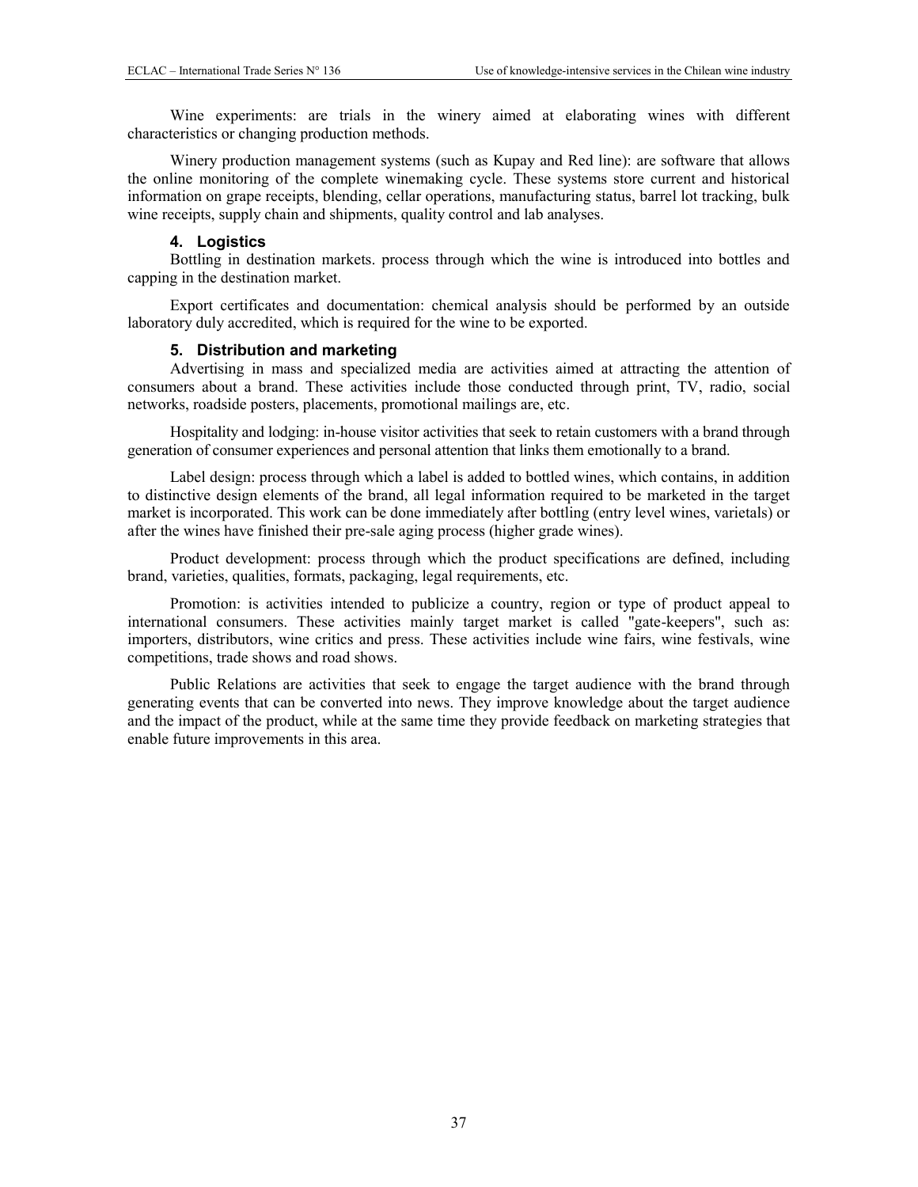Wine experiments: are trials in the winery aimed at elaborating wines with different characteristics or changing production methods.

Winery production management systems (such as Kupay and Red line): are software that allows the online monitoring of the complete winemaking cycle. These systems store current and historical information on grape receipts, blending, cellar operations, manufacturing status, barrel lot tracking, bulk wine receipts, supply chain and shipments, quality control and lab analyses.

### 4. Logistics

Bottling in destination markets. process through which the wine is introduced into bottles and capping in the destination market.

Export certificates and documentation: chemical analysis should be performed by an outside laboratory duly accredited, which is required for the wine to be exported.

### 5. Distribution and marketing

Advertising in mass and specialized media are activities aimed at attracting the attention of consumers about a brand. These activities include those conducted through print, TV, radio, social networks, roadside posters, placements, promotional mailings are, etc.

Hospitality and lodging: in-house visitor activities that seek to retain customers with a brand through generation of consumer experiences and personal attention that links them emotionally to a brand.

Label design: process through which a label is added to bottled wines, which contains, in addition to distinctive design elements of the brand, all legal information required to be marketed in the target market is incorporated. This work can be done immediately after bottling (entry level wines, varietals) or after the wines have finished their pre-sale aging process (higher grade wines).

Product development: process through which the product specifications are defined, including brand, varieties, qualities, formats, packaging, legal requirements, etc.

Promotion: is activities intended to publicize a country, region or type of product appeal to international consumers. These activities mainly target market is called "gate-keepers", such as: importers, distributors, wine critics and press. These activities include wine fairs, wine festivals, wine competitions, trade shows and road shows.

Public Relations are activities that seek to engage the target audience with the brand through generating events that can be converted into news. They improve knowledge about the target audience and the impact of the product, while at the same time they provide feedback on marketing strategies that enable future improvements in this area.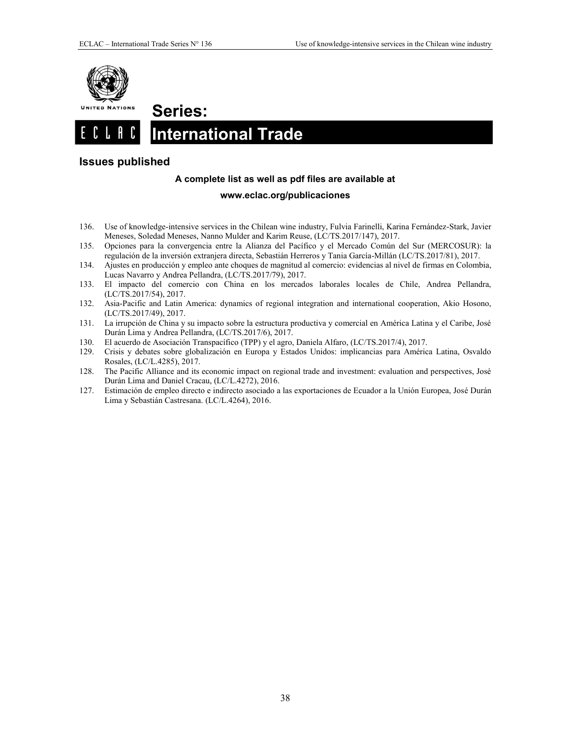# Series:

# International Trade

## Issues published

**A complete list as well as pdf files are available at**

**www.eclac.org/publicaciones**

136. Use of knowledge-intensive services in the Chilean wine industry, Fulvia Farinelli, Karina Fernández-Stark, Javier Meneses, Soledad Meneses, Nanno Mulder and Karim Reuse, (LC/TS.2017/147), 2017.
135. Opciones para la convergencia entre la Alianza del Pacífico y el Mercado Común del Sur (MERCOSUR): la regulación de la inversión extranjera directa, Sebastián Herreros y Tania García-Millán (LC/TS.2017/81), 2017.
134. Ajustes en producción y empleo ante choques de magnitud al comercio: evidencias al nivel de firmas en Colombia, Lucas Navarro y Andrea Pellandra, (LC/TS.2017/79), 2017.
133. El impacto del comercio con China en los mercados laborales locales de Chile, Andrea Pellandra, (LC/TS.2017/54), 2017.
132. Asia-Pacific and Latin America: dynamics of regional integration and international cooperation, Akio Hosono, (LC/TS.2017/49), 2017.
131. La irrupción de China y su impacto sobre la estructura productiva y comercial en América Latina y el Caribe, José Durán Lima y Andrea Pellandra, (LC/TS.2017/6), 2017.
130. El acuerdo de Asociación Transpacífico (TPP) y el agro, Daniela Alfaro, (LC/TS.2017/4), 2017.
129. Crisis y debates sobre globalización en Europa y Estados Unidos: implicancias para América Latina, Osvaldo Rosales, (LC/L.4285), 2017.
128. The Pacific Alliance and its economic impact on regional trade and investment: evaluation and perspectives, José Durán Lima and Daniel Cracau, (LC/L.4272), 2016.
127. Estimación de empleo directo e indirecto asociado a las exportaciones de Ecuador a la Unión Europea, José Durán Lima y Sebastián Castresana. (LC/L.4264), 2016.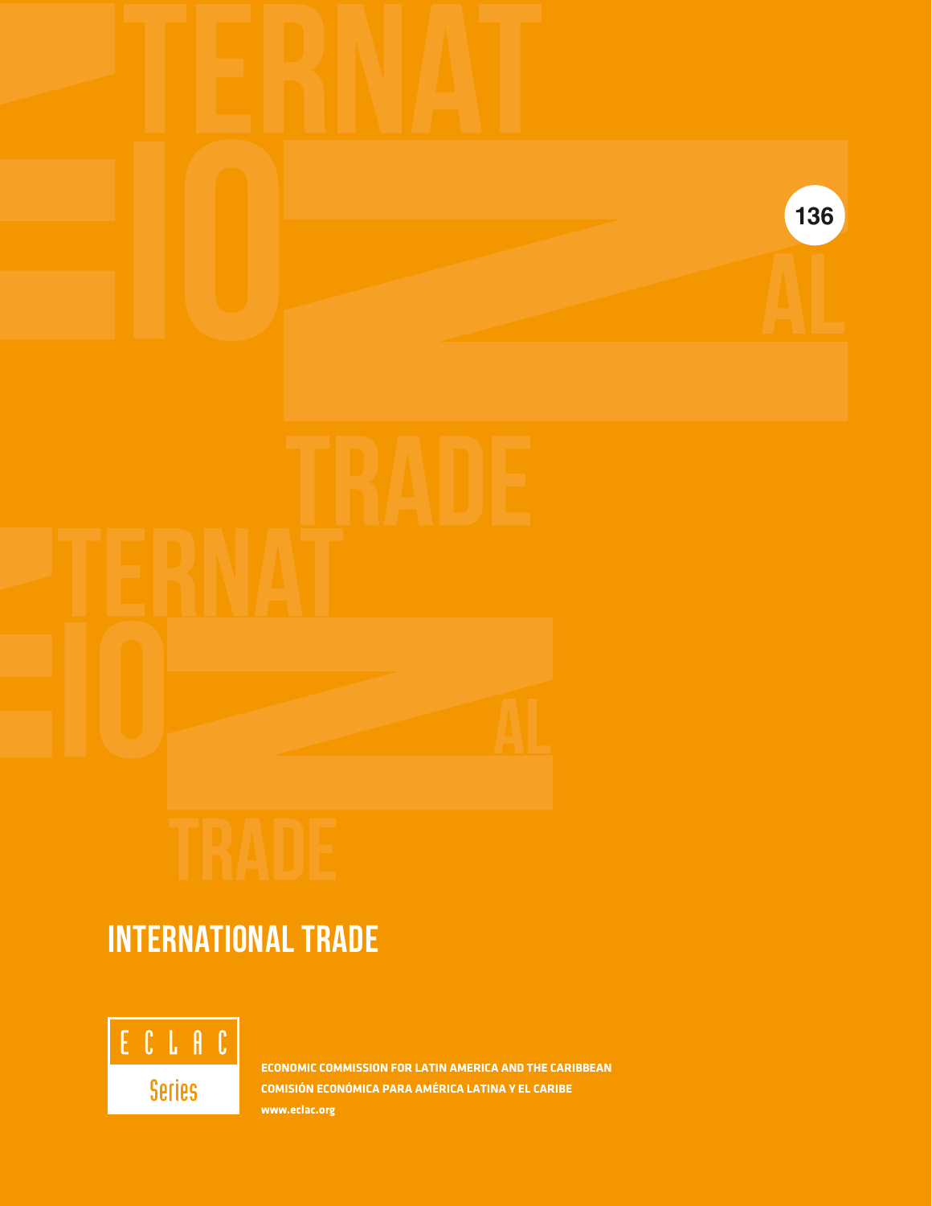136

# INTERNATIONAL TRADE

ECLAC

Series

**ECONOMIC COMMISSION FOR LATIN AMERICA AND THE CARIBBEAN**

**COMISIÓN ECONÓMICA PARA AMÉRICA LATINA Y EL CARIBE**

**www.eclac.org**